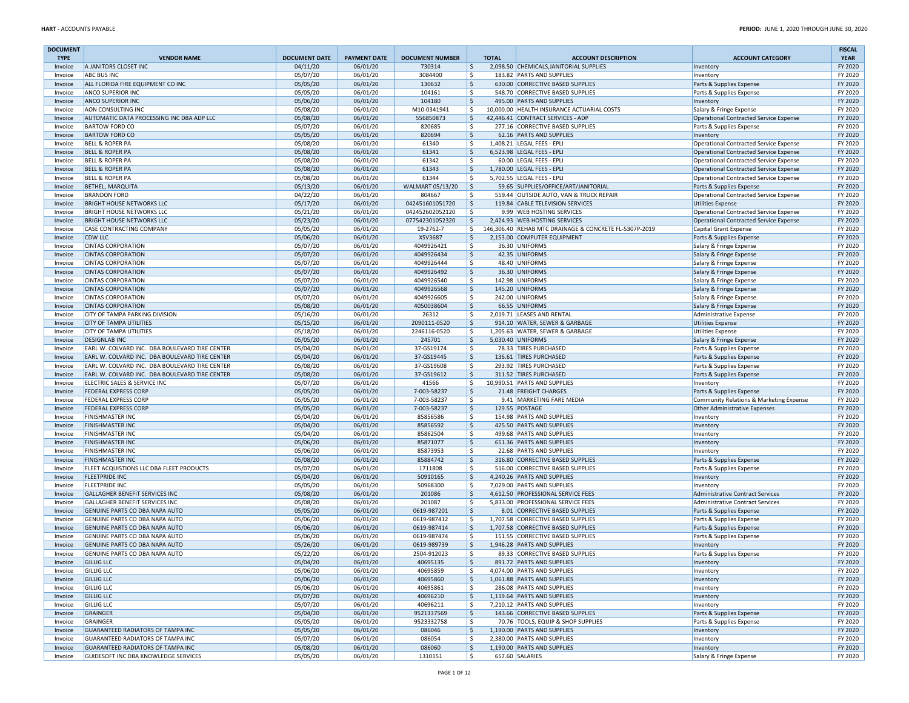| DOCUMENT TYPE | VENDOR NAME | DOCUMENT DATE | PAYMENT DATE | DOCUMENT NUMBER | TOTAL | ACCOUNT DESCRIPTION | ACCOUNT CATEGORY | FISCAL YEAR |
|---|---|---|---|---|---|---|---|---|
| Invoice | A JANITORS CLOSET INC | 04/11/20 | 06/01/20 | 730314 | $ 2,098.50 | CHEMICALS,JANITORIAL SUPPLIES | Inventory | FY 2020 |
| Invoice | ABC BUS INC | 05/07/20 | 06/01/20 | 3084400 | $ 183.82 | PARTS AND SUPPLIES | Inventory | FY 2020 |
| Invoice | ALL FLORIDA FIRE EQUIPMENT CO INC | 05/05/20 | 06/01/20 | 130632 | $ 630.00 | CORRECTIVE BASED SUPPLIES | Parts & Supplies Expense | FY 2020 |
| Invoice | ANCO SUPERIOR INC | 05/05/20 | 06/01/20 | 104161 | $ 548.70 | CORRECTIVE BASED SUPPLIES | Parts & Supplies Expense | FY 2020 |
| Invoice | ANCO SUPERIOR INC | 05/06/20 | 06/01/20 | 104180 | $ 495.00 | PARTS AND SUPPLIES | Inventory | FY 2020 |
| Invoice | AON CONSULTING INC | 05/08/20 | 06/01/20 | M10-0341941 | $ 10,000.00 | HEALTH INSURANCE ACTUARIAL COSTS | Salary & Fringe Expense | FY 2020 |
| Invoice | AUTOMATIC DATA PROCESSING INC DBA ADP LLC | 05/08/20 | 06/01/20 | 556850873 | $ 42,446.41 | CONTRACT SERVICES - ADP | Operational Contracted Service Expense | FY 2020 |
| Invoice | BARTOW FORD CO | 05/07/20 | 06/01/20 | 820685 | $ 277.16 | CORRECTIVE BASED SUPPLIES | Parts & Supplies Expense | FY 2020 |
| Invoice | BARTOW FORD CO | 05/05/20 | 06/01/20 | 820694 | $ 62.16 | PARTS AND SUPPLIES | Inventory | FY 2020 |
| Invoice | BELL & ROPER PA | 05/08/20 | 06/01/20 | 61340 | $ 1,408.21 | LEGAL FEES - EPLI | Operational Contracted Service Expense | FY 2020 |
| Invoice | BELL & ROPER PA | 05/08/20 | 06/01/20 | 61341 | $ 6,523.98 | LEGAL FEES - EPLI | Operational Contracted Service Expense | FY 2020 |
| Invoice | BELL & ROPER PA | 05/08/20 | 06/01/20 | 61342 | $ 60.00 | LEGAL FEES - EPLI | Operational Contracted Service Expense | FY 2020 |
| Invoice | BELL & ROPER PA | 05/08/20 | 06/01/20 | 61343 | $ 1,780.00 | LEGAL FEES - EPLI | Operational Contracted Service Expense | FY 2020 |
| Invoice | BELL & ROPER PA | 05/08/20 | 06/01/20 | 61344 | $ 5,702.55 | LEGAL FEES - EPLI | Operational Contracted Service Expense | FY 2020 |
| Invoice | BETHEL, MARQUITA | 05/13/20 | 06/01/20 | WALMART 05/13/20 | $ 59.65 | SUPPLIES/OFFICE/ART/JANITORIAL | Parts & Supplies Expense | FY 2020 |
| Invoice | BRANDON FORD | 04/22/20 | 06/01/20 | 804667 | $ 559.44 | OUTSIDE AUTO, VAN & TRUCK REPAIR | Operational Contracted Service Expense | FY 2020 |
| Invoice | BRIGHT HOUSE NETWORKS LLC | 05/17/20 | 06/01/20 | 042451601051720 | $ 119.84 | CABLE TELEVISION SERVICES | Utilities Expense | FY 2020 |
| Invoice | BRIGHT HOUSE NETWORKS LLC | 05/21/20 | 06/01/20 | 042452602052120 | $ 9.99 | WEB HOSTING SERVICES | Operational Contracted Service Expense | FY 2020 |
| Invoice | BRIGHT HOUSE NETWORKS LLC | 05/23/20 | 06/01/20 | 077542301052320 | $ 2,424.93 | WEB HOSTING SERVICES | Operational Contracted Service Expense | FY 2020 |
| Invoice | CASE CONTRACTING COMPANY | 05/05/20 | 06/01/20 | 19-2762-7 | $ 146,306.40 | REHAB MTC DRAINAGE & CONCRETE FL-5307P-2019 | Capital Grant Expense | FY 2020 |
| Invoice | CDW LLC | 05/06/20 | 06/01/20 | XSV3687 | $ 2,153.00 | COMPUTER EQUIPMENT | Parts & Supplies Expense | FY 2020 |
| Invoice | CINTAS CORPORATION | 05/07/20 | 06/01/20 | 4049926421 | $ 36.30 | UNIFORMS | Salary & Fringe Expense | FY 2020 |
| Invoice | CINTAS CORPORATION | 05/07/20 | 06/01/20 | 4049926434 | $ 42.35 | UNIFORMS | Salary & Fringe Expense | FY 2020 |
| Invoice | CINTAS CORPORATION | 05/07/20 | 06/01/20 | 4049926444 | $ 48.40 | UNIFORMS | Salary & Fringe Expense | FY 2020 |
| Invoice | CINTAS CORPORATION | 05/07/20 | 06/01/20 | 4049926492 | $ 36.30 | UNIFORMS | Salary & Fringe Expense | FY 2020 |
| Invoice | CINTAS CORPORATION | 05/07/20 | 06/01/20 | 4049926540 | $ 142.98 | UNIFORMS | Salary & Fringe Expense | FY 2020 |
| Invoice | CINTAS CORPORATION | 05/07/20 | 06/01/20 | 4049926568 | $ 145.20 | UNIFORMS | Salary & Fringe Expense | FY 2020 |
| Invoice | CINTAS CORPORATION | 05/07/20 | 06/01/20 | 4049926605 | $ 242.00 | UNIFORMS | Salary & Fringe Expense | FY 2020 |
| Invoice | CINTAS CORPORATION | 05/08/20 | 06/01/20 | 4050038604 | $ 66.55 | UNIFORMS | Salary & Fringe Expense | FY 2020 |
| Invoice | CITY OF TAMPA PARKING DIVISION | 05/16/20 | 06/01/20 | 26312 | $ 2,019.71 | LEASES AND RENTAL | Administrative Expense | FY 2020 |
| Invoice | CITY OF TAMPA UTILITIES | 05/15/20 | 06/01/20 | 2090111-0520 | $ 914.10 | WATER, SEWER & GARBAGE | Utilities Expense | FY 2020 |
| Invoice | CITY OF TAMPA UTILITIES | 05/18/20 | 06/01/20 | 2246116-0520 | $ 1,205.63 | WATER, SEWER & GARBAGE | Utilities Expense | FY 2020 |
| Invoice | DESIGNLAB INC | 05/05/20 | 06/01/20 | 245701 | $ 5,030.40 | UNIFORMS | Salary & Fringe Expense | FY 2020 |
| Invoice | EARL W. COLVARD INC. DBA BOULEVARD TIRE CENTER | 05/04/20 | 06/01/20 | 37-GS19174 | $ 78.33 | TIRES PURCHASED | Parts & Supplies Expense | FY 2020 |
| Invoice | EARL W. COLVARD INC. DBA BOULEVARD TIRE CENTER | 05/04/20 | 06/01/20 | 37-GS19445 | $ 136.61 | TIRES PURCHASED | Parts & Supplies Expense | FY 2020 |
| Invoice | EARL W. COLVARD INC. DBA BOULEVARD TIRE CENTER | 05/08/20 | 06/01/20 | 37-GS19608 | $ 293.92 | TIRES PURCHASED | Parts & Supplies Expense | FY 2020 |
| Invoice | EARL W. COLVARD INC. DBA BOULEVARD TIRE CENTER | 05/08/20 | 06/01/20 | 37-GS19612 | $ 311.52 | TIRES PURCHASED | Parts & Supplies Expense | FY 2020 |
| Invoice | ELECTRIC SALES & SERVICE INC | 05/07/20 | 06/01/20 | 41566 | $ 10,990.51 | PARTS AND SUPPLIES | Inventory | FY 2020 |
| Invoice | FEDERAL EXPRESS CORP | 05/05/20 | 06/01/20 | 7-003-58237 | $ 21.48 | FREIGHT CHARGES | Parts & Supplies Expense | FY 2020 |
| Invoice | FEDERAL EXPRESS CORP | 05/05/20 | 06/01/20 | 7-003-58237 | $ 9.41 | MARKETING FARE MEDIA | Community Relations & Marketing Expense | FY 2020 |
| Invoice | FEDERAL EXPRESS CORP | 05/05/20 | 06/01/20 | 7-003-58237 | $ 129.55 | POSTAGE | Other Administrative Expenses | FY 2020 |
| Invoice | FINISHMASTER INC | 05/04/20 | 06/01/20 | 85856586 | $ 154.98 | PARTS AND SUPPLIES | Inventory | FY 2020 |
| Invoice | FINISHMASTER INC | 05/04/20 | 06/01/20 | 85856592 | $ 425.50 | PARTS AND SUPPLIES | Inventory | FY 2020 |
| Invoice | FINISHMASTER INC | 05/04/20 | 06/01/20 | 85862504 | $ 499.68 | PARTS AND SUPPLIES | Inventory | FY 2020 |
| Invoice | FINISHMASTER INC | 05/06/20 | 06/01/20 | 85871077 | $ 651.36 | PARTS AND SUPPLIES | Inventory | FY 2020 |
| Invoice | FINISHMASTER INC | 05/06/20 | 06/01/20 | 85873953 | $ 22.68 | PARTS AND SUPPLIES | Inventory | FY 2020 |
| Invoice | FINISHMASTER INC | 05/08/20 | 06/01/20 | 85884742 | $ 316.80 | CORRECTIVE BASED SUPPLIES | Parts & Supplies Expense | FY 2020 |
| Invoice | FLEET ACQUISTIONS LLC DBA FLEET PRODUCTS | 05/07/20 | 06/01/20 | 1711808 | $ 516.00 | CORRECTIVE BASED SUPPLIES | Parts & Supplies Expense | FY 2020 |
| Invoice | FLEETPRIDE INC | 05/04/20 | 06/01/20 | 50910165 | $ 4,240.26 | PARTS AND SUPPLIES | Inventory | FY 2020 |
| Invoice | FLEETPRIDE INC | 05/05/20 | 06/01/20 | 50968300 | $ 7,029.00 | PARTS AND SUPPLIES | Inventory | FY 2020 |
| Invoice | GALLAGHER BENEFIT SERVICES INC | 05/08/20 | 06/01/20 | 201086 | $ 4,612.50 | PROFESSIONAL SERVICE FEES | Administrative Contract Services | FY 2020 |
| Invoice | GALLAGHER BENEFIT SERVICES INC | 05/08/20 | 06/01/20 | 201087 | $ 5,833.00 | PROFESSIONAL SERVICE FEES | Administrative Contract Services | FY 2020 |
| Invoice | GENUINE PARTS CO DBA NAPA AUTO | 05/05/20 | 06/01/20 | 0619-987201 | $ 8.01 | CORRECTIVE BASED SUPPLIES | Parts & Supplies Expense | FY 2020 |
| Invoice | GENUINE PARTS CO DBA NAPA AUTO | 05/06/20 | 06/01/20 | 0619-987412 | $ 1,707.58 | CORRECTIVE BASED SUPPLIES | Parts & Supplies Expense | FY 2020 |
| Invoice | GENUINE PARTS CO DBA NAPA AUTO | 05/06/20 | 06/01/20 | 0619-987414 | $ 1,707.58 | CORRECTIVE BASED SUPPLIES | Parts & Supplies Expense | FY 2020 |
| Invoice | GENUINE PARTS CO DBA NAPA AUTO | 05/06/20 | 06/01/20 | 0619-987474 | $ 151.55 | CORRECTIVE BASED SUPPLIES | Parts & Supplies Expense | FY 2020 |
| Invoice | GENUINE PARTS CO DBA NAPA AUTO | 05/26/20 | 06/01/20 | 0619-989739 | $ 1,946.28 | PARTS AND SUPPLIES | Inventory | FY 2020 |
| Invoice | GENUINE PARTS CO DBA NAPA AUTO | 05/22/20 | 06/01/20 | 2504-912023 | $ 89.33 | CORRECTIVE BASED SUPPLIES | Parts & Supplies Expense | FY 2020 |
| Invoice | GILLIG LLC | 05/04/20 | 06/01/20 | 40695135 | $ 891.72 | PARTS AND SUPPLIES | Inventory | FY 2020 |
| Invoice | GILLIG LLC | 05/06/20 | 06/01/20 | 40695859 | $ 4,074.00 | PARTS AND SUPPLIES | Inventory | FY 2020 |
| Invoice | GILLIG LLC | 05/06/20 | 06/01/20 | 40695860 | $ 1,061.88 | PARTS AND SUPPLIES | Inventory | FY 2020 |
| Invoice | GILLIG LLC | 05/06/20 | 06/01/20 | 40695861 | $ 286.08 | PARTS AND SUPPLIES | Inventory | FY 2020 |
| Invoice | GILLIG LLC | 05/07/20 | 06/01/20 | 40696210 | $ 1,119.64 | PARTS AND SUPPLIES | Inventory | FY 2020 |
| Invoice | GILLIG LLC | 05/07/20 | 06/01/20 | 40696211 | $ 7,210.12 | PARTS AND SUPPLIES | Inventory | FY 2020 |
| Invoice | GRAINGER | 05/04/20 | 06/01/20 | 9521337569 | $ 143.66 | CORRECTIVE BASED SUPPLIES | Parts & Supplies Expense | FY 2020 |
| Invoice | GRAINGER | 05/05/20 | 06/01/20 | 9523332758 | $ 70.76 | TOOLS, EQUIP & SHOP SUPPLIES | Parts & Supplies Expense | FY 2020 |
| Invoice | GUARANTEED RADIATORS OF TAMPA INC | 05/05/20 | 06/01/20 | 086046 | $ 1,190.00 | PARTS AND SUPPLIES | Inventory | FY 2020 |
| Invoice | GUARANTEED RADIATORS OF TAMPA INC | 05/07/20 | 06/01/20 | 086054 | $ 2,380.00 | PARTS AND SUPPLIES | Inventory | FY 2020 |
| Invoice | GUARANTEED RADIATORS OF TAMPA INC | 05/08/20 | 06/01/20 | 086060 | $ 1,190.00 | PARTS AND SUPPLIES | Inventory | FY 2020 |
| Invoice | GUIDESOFT INC DBA KNOWLEDGE SERVICES | 05/05/20 | 06/01/20 | 1310151 | $ 657.60 | SALARIES | Salary & Fringe Expense | FY 2020 |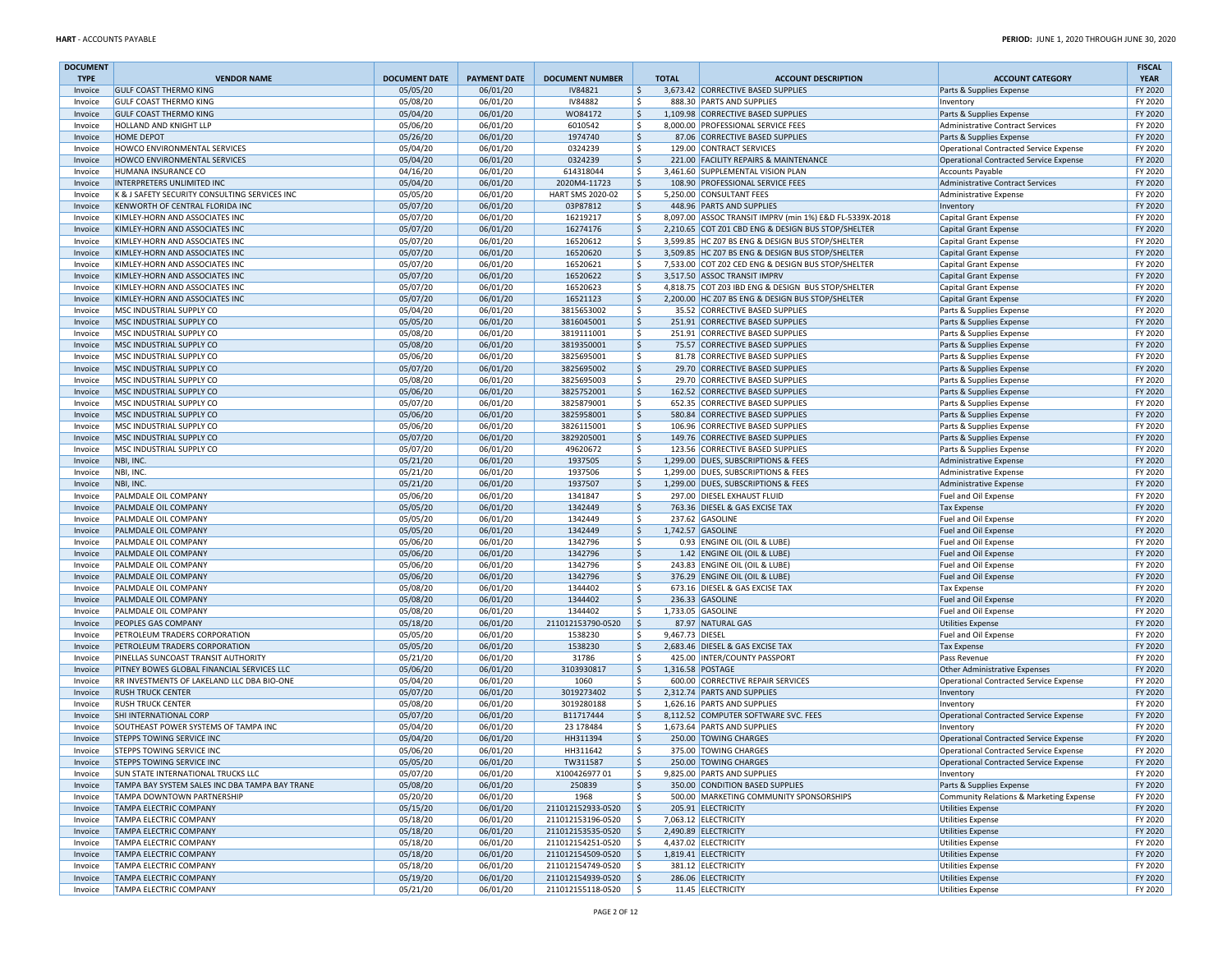| DOCUMENT TYPE | VENDOR NAME | DOCUMENT DATE | PAYMENT DATE | DOCUMENT NUMBER | TOTAL | ACCOUNT DESCRIPTION | ACCOUNT CATEGORY | FISCAL YEAR |
|---|---|---|---|---|---|---|---|---|
| Invoice | GULF COAST THERMO KING | 05/05/20 | 06/01/20 | IV84821 | $ 3,673.42 | CORRECTIVE BASED SUPPLIES | Parts & Supplies Expense | FY 2020 |
| Invoice | GULF COAST THERMO KING | 05/08/20 | 06/01/20 | IV84882 | $ 888.30 | PARTS AND SUPPLIES | Inventory | FY 2020 |
| Invoice | GULF COAST THERMO KING | 05/04/20 | 06/01/20 | WO84172 | $ 1,109.98 | CORRECTIVE BASED SUPPLIES | Parts & Supplies Expense | FY 2020 |
| Invoice | HOLLAND AND KNIGHT LLP | 05/06/20 | 06/01/20 | 6010542 | $ 8,000.00 | PROFESSIONAL SERVICE FEES | Administrative Contract Services | FY 2020 |
| Invoice | HOME DEPOT | 05/26/20 | 06/01/20 | 1974740 | $ 87.06 | CORRECTIVE BASED SUPPLIES | Parts & Supplies Expense | FY 2020 |
| Invoice | HOWCO ENVIRONMENTAL SERVICES | 05/04/20 | 06/01/20 | 0324239 | $ 129.00 | CONTRACT SERVICES | Operational Contracted Service Expense | FY 2020 |
| Invoice | HOWCO ENVIRONMENTAL SERVICES | 05/04/20 | 06/01/20 | 0324239 | $ 221.00 | FACILITY REPAIRS & MAINTENANCE | Operational Contracted Service Expense | FY 2020 |
| Invoice | HUMANA INSURANCE CO | 04/16/20 | 06/01/20 | 614318044 | $ 3,461.60 | SUPPLEMENTAL VISION PLAN | Accounts Payable | FY 2020 |
| Invoice | INTERPRETERS UNLIMITED INC | 05/04/20 | 06/01/20 | 2020M4-11723 | $ 108.90 | PROFESSIONAL SERVICE FEES | Administrative Contract Services | FY 2020 |
| Invoice | K & J SAFETY SECURITY CONSULTING SERVICES INC | 05/05/20 | 06/01/20 | HART SMS 2020-02 | $ 5,250.00 | CONSULTANT FEES | Administrative Expense | FY 2020 |
| Invoice | KENWORTH OF CENTRAL FLORIDA INC | 05/07/20 | 06/01/20 | 03P87812 | $ 448.96 | PARTS AND SUPPLIES | Inventory | FY 2020 |
| Invoice | KIMLEY-HORN AND ASSOCIATES INC | 05/07/20 | 06/01/20 | 16219217 | $ 8,097.00 | ASSOC TRANSIT IMPRV (min 1%) E&D FL-5339X-2018 | Capital Grant Expense | FY 2020 |
| Invoice | KIMLEY-HORN AND ASSOCIATES INC | 05/07/20 | 06/01/20 | 16274176 | $ 2,210.65 | COT Z01 CBD ENG & DESIGN BUS STOP/SHELTER | Capital Grant Expense | FY 2020 |
| Invoice | KIMLEY-HORN AND ASSOCIATES INC | 05/07/20 | 06/01/20 | 16520612 | $ 3,599.85 | HC Z07 BS ENG & DESIGN BUS STOP/SHELTER | Capital Grant Expense | FY 2020 |
| Invoice | KIMLEY-HORN AND ASSOCIATES INC | 05/07/20 | 06/01/20 | 16520620 | $ 3,509.85 | HC Z07 BS ENG & DESIGN BUS STOP/SHELTER | Capital Grant Expense | FY 2020 |
| Invoice | KIMLEY-HORN AND ASSOCIATES INC | 05/07/20 | 06/01/20 | 16520621 | $ 7,533.00 | COT Z02 CED ENG & DESIGN BUS STOP/SHELTER | Capital Grant Expense | FY 2020 |
| Invoice | KIMLEY-HORN AND ASSOCIATES INC | 05/07/20 | 06/01/20 | 16520622 | $ 3,517.50 | ASSOC TRANSIT IMPRV | Capital Grant Expense | FY 2020 |
| Invoice | KIMLEY-HORN AND ASSOCIATES INC | 05/07/20 | 06/01/20 | 16520623 | $ 4,818.75 | COT Z03 IBD ENG & DESIGN BUS STOP/SHELTER | Capital Grant Expense | FY 2020 |
| Invoice | KIMLEY-HORN AND ASSOCIATES INC | 05/07/20 | 06/01/20 | 16521123 | $ 2,200.00 | HC Z07 BS ENG & DESIGN BUS STOP/SHELTER | Capital Grant Expense | FY 2020 |
| Invoice | MSC INDUSTRIAL SUPPLY CO | 05/04/20 | 06/01/20 | 3815653002 | $ 35.52 | CORRECTIVE BASED SUPPLIES | Parts & Supplies Expense | FY 2020 |
| Invoice | MSC INDUSTRIAL SUPPLY CO | 05/05/20 | 06/01/20 | 3816045001 | $ 251.91 | CORRECTIVE BASED SUPPLIES | Parts & Supplies Expense | FY 2020 |
| Invoice | MSC INDUSTRIAL SUPPLY CO | 05/08/20 | 06/01/20 | 3819111001 | $ 251.91 | CORRECTIVE BASED SUPPLIES | Parts & Supplies Expense | FY 2020 |
| Invoice | MSC INDUSTRIAL SUPPLY CO | 05/08/20 | 06/01/20 | 3819350001 | $ 75.57 | CORRECTIVE BASED SUPPLIES | Parts & Supplies Expense | FY 2020 |
| Invoice | MSC INDUSTRIAL SUPPLY CO | 05/06/20 | 06/01/20 | 3825695001 | $ 81.78 | CORRECTIVE BASED SUPPLIES | Parts & Supplies Expense | FY 2020 |
| Invoice | MSC INDUSTRIAL SUPPLY CO | 05/07/20 | 06/01/20 | 3825695002 | $ 29.70 | CORRECTIVE BASED SUPPLIES | Parts & Supplies Expense | FY 2020 |
| Invoice | MSC INDUSTRIAL SUPPLY CO | 05/08/20 | 06/01/20 | 3825695003 | $ 29.70 | CORRECTIVE BASED SUPPLIES | Parts & Supplies Expense | FY 2020 |
| Invoice | MSC INDUSTRIAL SUPPLY CO | 05/06/20 | 06/01/20 | 3825752001 | $ 162.52 | CORRECTIVE BASED SUPPLIES | Parts & Supplies Expense | FY 2020 |
| Invoice | MSC INDUSTRIAL SUPPLY CO | 05/07/20 | 06/01/20 | 3825879001 | $ 652.35 | CORRECTIVE BASED SUPPLIES | Parts & Supplies Expense | FY 2020 |
| Invoice | MSC INDUSTRIAL SUPPLY CO | 05/06/20 | 06/01/20 | 3825958001 | $ 580.84 | CORRECTIVE BASED SUPPLIES | Parts & Supplies Expense | FY 2020 |
| Invoice | MSC INDUSTRIAL SUPPLY CO | 05/06/20 | 06/01/20 | 3826115001 | $ 106.96 | CORRECTIVE BASED SUPPLIES | Parts & Supplies Expense | FY 2020 |
| Invoice | MSC INDUSTRIAL SUPPLY CO | 05/07/20 | 06/01/20 | 3829205001 | $ 149.76 | CORRECTIVE BASED SUPPLIES | Parts & Supplies Expense | FY 2020 |
| Invoice | MSC INDUSTRIAL SUPPLY CO | 05/07/20 | 06/01/20 | 49620672 | $ 123.56 | CORRECTIVE BASED SUPPLIES | Parts & Supplies Expense | FY 2020 |
| Invoice | NBI, INC. | 05/21/20 | 06/01/20 | 1937505 | $ 1,299.00 | DUES, SUBSCRIPTIONS & FEES | Administrative Expense | FY 2020 |
| Invoice | NBI, INC. | 05/21/20 | 06/01/20 | 1937506 | $ 1,299.00 | DUES, SUBSCRIPTIONS & FEES | Administrative Expense | FY 2020 |
| Invoice | NBI, INC. | 05/21/20 | 06/01/20 | 1937507 | $ 1,299.00 | DUES, SUBSCRIPTIONS & FEES | Administrative Expense | FY 2020 |
| Invoice | PALMDALE OIL COMPANY | 05/06/20 | 06/01/20 | 1341847 | $ 297.00 | DIESEL EXHAUST FLUID | Fuel and Oil Expense | FY 2020 |
| Invoice | PALMDALE OIL COMPANY | 05/05/20 | 06/01/20 | 1342449 | $ 763.36 | DIESEL & GAS EXCISE TAX | Tax Expense | FY 2020 |
| Invoice | PALMDALE OIL COMPANY | 05/05/20 | 06/01/20 | 1342449 | $ 237.62 | GASOLINE | Fuel and Oil Expense | FY 2020 |
| Invoice | PALMDALE OIL COMPANY | 05/05/20 | 06/01/20 | 1342449 | $ 1,742.57 | GASOLINE | Fuel and Oil Expense | FY 2020 |
| Invoice | PALMDALE OIL COMPANY | 05/06/20 | 06/01/20 | 1342796 | $ 0.93 | ENGINE OIL (OIL & LUBE) | Fuel and Oil Expense | FY 2020 |
| Invoice | PALMDALE OIL COMPANY | 05/06/20 | 06/01/20 | 1342796 | $ 1.42 | ENGINE OIL (OIL & LUBE) | Fuel and Oil Expense | FY 2020 |
| Invoice | PALMDALE OIL COMPANY | 05/06/20 | 06/01/20 | 1342796 | $ 243.83 | ENGINE OIL (OIL & LUBE) | Fuel and Oil Expense | FY 2020 |
| Invoice | PALMDALE OIL COMPANY | 05/06/20 | 06/01/20 | 1342796 | $ 376.29 | ENGINE OIL (OIL & LUBE) | Fuel and Oil Expense | FY 2020 |
| Invoice | PALMDALE OIL COMPANY | 05/08/20 | 06/01/20 | 1344402 | $ 673.16 | DIESEL & GAS EXCISE TAX | Tax Expense | FY 2020 |
| Invoice | PALMDALE OIL COMPANY | 05/08/20 | 06/01/20 | 1344402 | $ 236.33 | GASOLINE | Fuel and Oil Expense | FY 2020 |
| Invoice | PALMDALE OIL COMPANY | 05/08/20 | 06/01/20 | 1344402 | $ 1,733.05 | GASOLINE | Fuel and Oil Expense | FY 2020 |
| Invoice | PEOPLES GAS COMPANY | 05/18/20 | 06/01/20 | 211012153790-0520 | $ 87.97 | NATURAL GAS | Utilities Expense | FY 2020 |
| Invoice | PETROLEUM TRADERS CORPORATION | 05/05/20 | 06/01/20 | 1538230 | $ 9,467.73 | DIESEL | Fuel and Oil Expense | FY 2020 |
| Invoice | PETROLEUM TRADERS CORPORATION | 05/05/20 | 06/01/20 | 1538230 | $ 2,683.46 | DIESEL & GAS EXCISE TAX | Tax Expense | FY 2020 |
| Invoice | PINELLAS SUNCOAST TRANSIT AUTHORITY | 05/21/20 | 06/01/20 | 31786 | $ 425.00 | INTER/COUNTY PASSPORT | Pass Revenue | FY 2020 |
| Invoice | PITNEY BOWES GLOBAL FINANCIAL SERVICES LLC | 05/06/20 | 06/01/20 | 3103930817 | $ 1,316.58 | POSTAGE | Other Administrative Expenses | FY 2020 |
| Invoice | RR INVESTMENTS OF LAKELAND LLC DBA BIO-ONE | 05/04/20 | 06/01/20 | 1060 | $ 600.00 | CORRECTIVE REPAIR SERVICES | Operational Contracted Service Expense | FY 2020 |
| Invoice | RUSH TRUCK CENTER | 05/07/20 | 06/01/20 | 3019273402 | $ 2,312.74 | PARTS AND SUPPLIES | Inventory | FY 2020 |
| Invoice | RUSH TRUCK CENTER | 05/08/20 | 06/01/20 | 3019280188 | $ 1,626.16 | PARTS AND SUPPLIES | Inventory | FY 2020 |
| Invoice | SHI INTERNATIONAL CORP | 05/07/20 | 06/01/20 | B11717444 | $ 8,112.52 | COMPUTER SOFTWARE SVC. FEES | Operational Contracted Service Expense | FY 2020 |
| Invoice | SOUTHEAST POWER SYSTEMS OF TAMPA INC | 05/04/20 | 06/01/20 | 23 178484 | $ 1,673.64 | PARTS AND SUPPLIES | Inventory | FY 2020 |
| Invoice | STEPPS TOWING SERVICE INC | 05/04/20 | 06/01/20 | HH311394 | $ 250.00 | TOWING CHARGES | Operational Contracted Service Expense | FY 2020 |
| Invoice | STEPPS TOWING SERVICE INC | 05/06/20 | 06/01/20 | HH311642 | $ 375.00 | TOWING CHARGES | Operational Contracted Service Expense | FY 2020 |
| Invoice | STEPPS TOWING SERVICE INC | 05/05/20 | 06/01/20 | TW311587 | $ 250.00 | TOWING CHARGES | Operational Contracted Service Expense | FY 2020 |
| Invoice | SUN STATE INTERNATIONAL TRUCKS LLC | 05/07/20 | 06/01/20 | X100426977 01 | $ 9,825.00 | PARTS AND SUPPLIES | Inventory | FY 2020 |
| Invoice | TAMPA BAY SYSTEM SALES INC DBA TAMPA BAY TRANE | 05/08/20 | 06/01/20 | 250839 | $ 350.00 | CONDITION BASED SUPPLIES | Parts & Supplies Expense | FY 2020 |
| Invoice | TAMPA DOWNTOWN PARTNERSHIP | 05/20/20 | 06/01/20 | 1968 | $ 500.00 | MARKETING COMMUNITY SPONSORSHIPS | Community Relations & Marketing Expense | FY 2020 |
| Invoice | TAMPA ELECTRIC COMPANY | 05/15/20 | 06/01/20 | 211012152933-0520 | $ 205.91 | ELECTRICITY | Utilities Expense | FY 2020 |
| Invoice | TAMPA ELECTRIC COMPANY | 05/18/20 | 06/01/20 | 211012153196-0520 | $ 7,063.12 | ELECTRICITY | Utilities Expense | FY 2020 |
| Invoice | TAMPA ELECTRIC COMPANY | 05/18/20 | 06/01/20 | 211012153535-0520 | $ 2,490.89 | ELECTRICITY | Utilities Expense | FY 2020 |
| Invoice | TAMPA ELECTRIC COMPANY | 05/18/20 | 06/01/20 | 211012154251-0520 | $ 4,437.02 | ELECTRICITY | Utilities Expense | FY 2020 |
| Invoice | TAMPA ELECTRIC COMPANY | 05/18/20 | 06/01/20 | 211012154509-0520 | $ 1,819.41 | ELECTRICITY | Utilities Expense | FY 2020 |
| Invoice | TAMPA ELECTRIC COMPANY | 05/18/20 | 06/01/20 | 211012154749-0520 | $ 381.12 | ELECTRICITY | Utilities Expense | FY 2020 |
| Invoice | TAMPA ELECTRIC COMPANY | 05/19/20 | 06/01/20 | 211012154939-0520 | $ 286.06 | ELECTRICITY | Utilities Expense | FY 2020 |
| Invoice | TAMPA ELECTRIC COMPANY | 05/21/20 | 06/01/20 | 211012155118-0520 | $ 11.45 | ELECTRICITY | Utilities Expense | FY 2020 |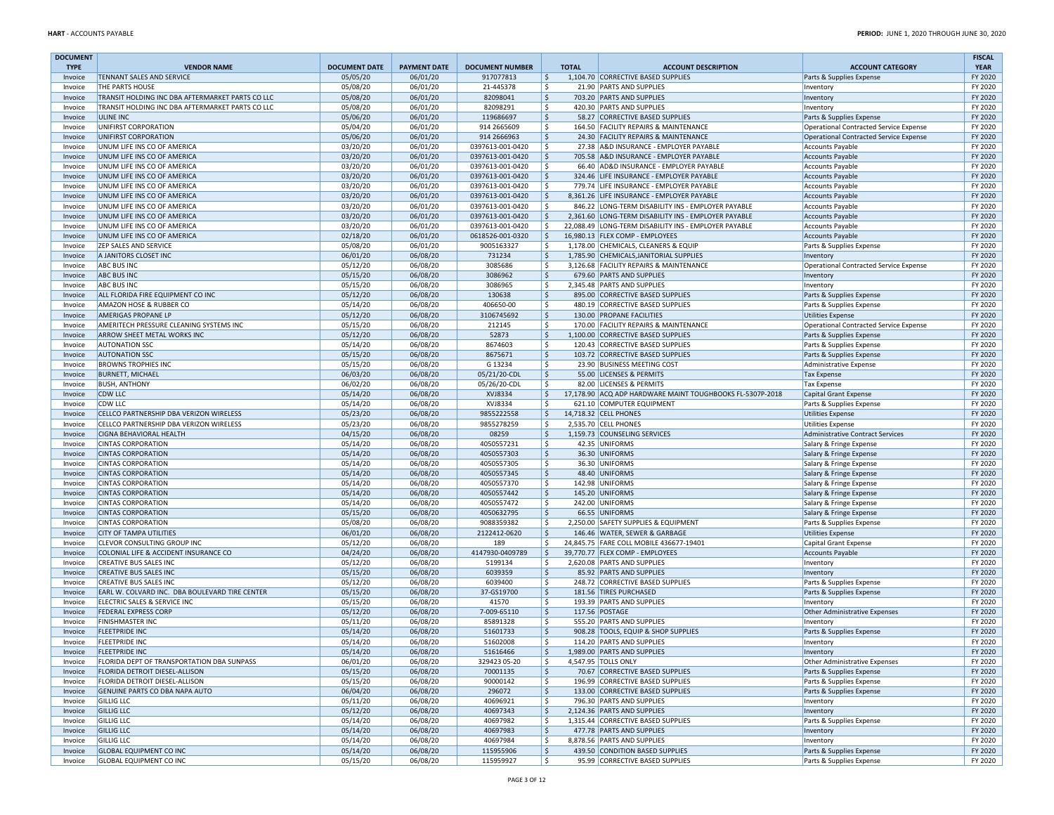| DOCUMENT TYPE | VENDOR NAME | DOCUMENT DATE | PAYMENT DATE | DOCUMENT NUMBER | TOTAL | ACCOUNT DESCRIPTION | ACCOUNT CATEGORY | FISCAL YEAR |
|---|---|---|---|---|---|---|---|---|
| Invoice | TENNANT SALES AND SERVICE | 05/05/20 | 06/01/20 | 917077813 | $ 1,104.70 | CORRECTIVE BASED SUPPLIES | Parts & Supplies Expense | FY 2020 |
| Invoice | THE PARTS HOUSE | 05/08/20 | 06/01/20 | 21-445378 | $ 21.90 | PARTS AND SUPPLIES | Inventory | FY 2020 |
| Invoice | TRANSIT HOLDING INC DBA AFTERMARKET PARTS CO LLC | 05/08/20 | 06/01/20 | 82098041 | $ 703.20 | PARTS AND SUPPLIES | Inventory | FY 2020 |
| Invoice | TRANSIT HOLDING INC DBA AFTERMARKET PARTS CO LLC | 05/08/20 | 06/01/20 | 82098291 | $ 420.30 | PARTS AND SUPPLIES | Inventory | FY 2020 |
| Invoice | ULINE INC | 05/06/20 | 06/01/20 | 119686697 | $ 58.27 | CORRECTIVE BASED SUPPLIES | Parts & Supplies Expense | FY 2020 |
| Invoice | UNIFIRST CORPORATION | 05/04/20 | 06/01/20 | 914 2665609 | $ 164.50 | FACILITY REPAIRS & MAINTENANCE | Operational Contracted Service Expense | FY 2020 |
| Invoice | UNIFIRST CORPORATION | 05/06/20 | 06/01/20 | 914 2666963 | $ 24.30 | FACILITY REPAIRS & MAINTENANCE | Operational Contracted Service Expense | FY 2020 |
| Invoice | UNUM LIFE INS CO OF AMERICA | 03/20/20 | 06/01/20 | 0397613-001-0420 | $ 27.38 | A&D INSURANCE - EMPLOYER PAYABLE | Accounts Payable | FY 2020 |
| Invoice | UNUM LIFE INS CO OF AMERICA | 03/20/20 | 06/01/20 | 0397613-001-0420 | $ 705.58 | A&D INSURANCE - EMPLOYER PAYABLE | Accounts Payable | FY 2020 |
| Invoice | UNUM LIFE INS CO OF AMERICA | 03/20/20 | 06/01/20 | 0397613-001-0420 | $ 66.40 | AD&D INSURANCE - EMPLOYER PAYABLE | Accounts Payable | FY 2020 |
| Invoice | UNUM LIFE INS CO OF AMERICA | 03/20/20 | 06/01/20 | 0397613-001-0420 | $ 324.46 | LIFE INSURANCE - EMPLOYER PAYABLE | Accounts Payable | FY 2020 |
| Invoice | UNUM LIFE INS CO OF AMERICA | 03/20/20 | 06/01/20 | 0397613-001-0420 | $ 779.74 | LIFE INSURANCE - EMPLOYER PAYABLE | Accounts Payable | FY 2020 |
| Invoice | UNUM LIFE INS CO OF AMERICA | 03/20/20 | 06/01/20 | 0397613-001-0420 | $ 8,361.26 | LIFE INSURANCE - EMPLOYER PAYABLE | Accounts Payable | FY 2020 |
| Invoice | UNUM LIFE INS CO OF AMERICA | 03/20/20 | 06/01/20 | 0397613-001-0420 | $ 846.22 | LONG-TERM DISABILITY INS - EMPLOYER PAYABLE | Accounts Payable | FY 2020 |
| Invoice | UNUM LIFE INS CO OF AMERICA | 03/20/20 | 06/01/20 | 0397613-001-0420 | $ 2,361.60 | LONG-TERM DISABILITY INS - EMPLOYER PAYABLE | Accounts Payable | FY 2020 |
| Invoice | UNUM LIFE INS CO OF AMERICA | 03/20/20 | 06/01/20 | 0397613-001-0420 | $ 22,088.49 | LONG-TERM DISABILITY INS - EMPLOYER PAYABLE | Accounts Payable | FY 2020 |
| Invoice | UNUM LIFE INS CO OF AMERICA | 02/18/20 | 06/01/20 | 0618526-001-0320 | $ 16,980.13 | FLEX COMP - EMPLOYEES | Accounts Payable | FY 2020 |
| Invoice | ZEP SALES AND SERVICE | 05/08/20 | 06/01/20 | 9005163327 | $ 1,178.00 | CHEMICALS, CLEANERS & EQUIP | Parts & Supplies Expense | FY 2020 |
| Invoice | A JANITORS CLOSET INC | 06/01/20 | 06/08/20 | 731234 | $ 1,785.90 | CHEMICALS,JANITORIAL SUPPLIES | Inventory | FY 2020 |
| Invoice | ABC BUS INC | 05/12/20 | 06/08/20 | 3085686 | $ 3,126.68 | FACILITY REPAIRS & MAINTENANCE | Operational Contracted Service Expense | FY 2020 |
| Invoice | ABC BUS INC | 05/15/20 | 06/08/20 | 3086962 | $ 679.60 | PARTS AND SUPPLIES | Inventory | FY 2020 |
| Invoice | ABC BUS INC | 05/15/20 | 06/08/20 | 3086965 | $ 2,345.48 | PARTS AND SUPPLIES | Inventory | FY 2020 |
| Invoice | ALL FLORIDA FIRE EQUIPMENT CO INC | 05/12/20 | 06/08/20 | 130638 | $ 895.00 | CORRECTIVE BASED SUPPLIES | Parts & Supplies Expense | FY 2020 |
| Invoice | AMAZON HOSE & RUBBER CO | 05/14/20 | 06/08/20 | 406650-00 | $ 480.19 | CORRECTIVE BASED SUPPLIES | Parts & Supplies Expense | FY 2020 |
| Invoice | AMERIGAS PROPANE LP | 05/12/20 | 06/08/20 | 3106745692 | $ 130.00 | PROPANE FACILITIES | Utilities Expense | FY 2020 |
| Invoice | AMERITECH PRESSURE CLEANING SYSTEMS INC | 05/15/20 | 06/08/20 | 212145 | $ 170.00 | FACILITY REPAIRS & MAINTENANCE | Operational Contracted Service Expense | FY 2020 |
| Invoice | ARROW SHEET METAL WORKS INC | 05/12/20 | 06/08/20 | 52873 | $ 1,100.00 | CORRECTIVE BASED SUPPLIES | Parts & Supplies Expense | FY 2020 |
| Invoice | AUTONATION SSC | 05/14/20 | 06/08/20 | 8674603 | $ 120.43 | CORRECTIVE BASED SUPPLIES | Parts & Supplies Expense | FY 2020 |
| Invoice | AUTONATION SSC | 05/15/20 | 06/08/20 | 8675671 | $ 103.72 | CORRECTIVE BASED SUPPLIES | Parts & Supplies Expense | FY 2020 |
| Invoice | BROWNS TROPHIES INC | 05/15/20 | 06/08/20 | G 13234 | $ 23.90 | BUSINESS MEETING COST | Administrative Expense | FY 2020 |
| Invoice | BURNETT, MICHAEL | 06/03/20 | 06/08/20 | 05/21/20-CDL | $ 55.00 | LICENSES & PERMITS | Tax Expense | FY 2020 |
| Invoice | BUSH, ANTHONY | 06/02/20 | 06/08/20 | 05/26/20-CDL | $ 82.00 | LICENSES & PERMITS | Tax Expense | FY 2020 |
| Invoice | CDW LLC | 05/14/20 | 06/08/20 | XVJ8334 | $ 17,178.90 | ACQ ADP HARDWARE MAINT TOUGHBOOKS FL-5307P-2018 | Capital Grant Expense | FY 2020 |
| Invoice | CDW LLC | 05/14/20 | 06/08/20 | XVJ8334 | $ 621.10 | COMPUTER EQUIPMENT | Parts & Supplies Expense | FY 2020 |
| Invoice | CELLCO PARTNERSHIP DBA VERIZON WIRELESS | 05/23/20 | 06/08/20 | 9855222558 | $ 14,718.32 | CELL PHONES | Utilities Expense | FY 2020 |
| Invoice | CELLCO PARTNERSHIP DBA VERIZON WIRELESS | 05/23/20 | 06/08/20 | 9855278259 | $ 2,535.70 | CELL PHONES | Utilities Expense | FY 2020 |
| Invoice | CIGNA BEHAVIORAL HEALTH | 04/15/20 | 06/08/20 | 08259 | $ 1,159.73 | COUNSELING SERVICES | Administrative Contract Services | FY 2020 |
| Invoice | CINTAS CORPORATION | 05/14/20 | 06/08/20 | 4050557231 | $ 42.35 | UNIFORMS | Salary & Fringe Expense | FY 2020 |
| Invoice | CINTAS CORPORATION | 05/14/20 | 06/08/20 | 4050557303 | $ 36.30 | UNIFORMS | Salary & Fringe Expense | FY 2020 |
| Invoice | CINTAS CORPORATION | 05/14/20 | 06/08/20 | 4050557305 | $ 36.30 | UNIFORMS | Salary & Fringe Expense | FY 2020 |
| Invoice | CINTAS CORPORATION | 05/14/20 | 06/08/20 | 4050557345 | $ 48.40 | UNIFORMS | Salary & Fringe Expense | FY 2020 |
| Invoice | CINTAS CORPORATION | 05/14/20 | 06/08/20 | 4050557370 | $ 142.98 | UNIFORMS | Salary & Fringe Expense | FY 2020 |
| Invoice | CINTAS CORPORATION | 05/14/20 | 06/08/20 | 4050557442 | $ 145.20 | UNIFORMS | Salary & Fringe Expense | FY 2020 |
| Invoice | CINTAS CORPORATION | 05/14/20 | 06/08/20 | 4050557472 | $ 242.00 | UNIFORMS | Salary & Fringe Expense | FY 2020 |
| Invoice | CINTAS CORPORATION | 05/15/20 | 06/08/20 | 4050632795 | $ 66.55 | UNIFORMS | Salary & Fringe Expense | FY 2020 |
| Invoice | CINTAS CORPORATION | 05/08/20 | 06/08/20 | 9088359382 | $ 2,250.00 | SAFETY SUPPLIES & EQUIPMENT | Parts & Supplies Expense | FY 2020 |
| Invoice | CITY OF TAMPA UTILITIES | 06/01/20 | 06/08/20 | 2122412-0620 | $ 146.46 | WATER, SEWER & GARBAGE | Utilities Expense | FY 2020 |
| Invoice | CLEVOR CONSULTING GROUP INC | 05/12/20 | 06/08/20 | 189 | $ 24,845.75 | FARE COLL MOBILE 436677-19401 | Capital Grant Expense | FY 2020 |
| Invoice | COLONIAL LIFE & ACCIDENT INSURANCE CO | 04/24/20 | 06/08/20 | 4147930-0409789 | $ 39,770.77 | FLEX COMP - EMPLOYEES | Accounts Payable | FY 2020 |
| Invoice | CREATIVE BUS SALES INC | 05/12/20 | 06/08/20 | 5199134 | $ 2,620.08 | PARTS AND SUPPLIES | Inventory | FY 2020 |
| Invoice | CREATIVE BUS SALES INC | 05/15/20 | 06/08/20 | 6039359 | $ 85.92 | PARTS AND SUPPLIES | Inventory | FY 2020 |
| Invoice | CREATIVE BUS SALES INC | 05/12/20 | 06/08/20 | 6039400 | $ 248.72 | CORRECTIVE BASED SUPPLIES | Parts & Supplies Expense | FY 2020 |
| Invoice | EARL W. COLVARD INC. DBA BOULEVARD TIRE CENTER | 05/15/20 | 06/08/20 | 37-GS19700 | $ 181.56 | TIRES PURCHASED | Parts & Supplies Expense | FY 2020 |
| Invoice | ELECTRIC SALES & SERVICE INC | 05/15/20 | 06/08/20 | 41570 | $ 193.39 | PARTS AND SUPPLIES | Inventory | FY 2020 |
| Invoice | FEDERAL EXPRESS CORP | 05/12/20 | 06/08/20 | 7-009-65110 | $ 117.56 | POSTAGE | Other Administrative Expenses | FY 2020 |
| Invoice | FINISHMASTER INC | 05/11/20 | 06/08/20 | 85891328 | $ 555.20 | PARTS AND SUPPLIES | Inventory | FY 2020 |
| Invoice | FLEETPRIDE INC | 05/14/20 | 06/08/20 | 51601733 | $ 908.28 | TOOLS, EQUIP & SHOP SUPPLIES | Parts & Supplies Expense | FY 2020 |
| Invoice | FLEETPRIDE INC | 05/14/20 | 06/08/20 | 51602008 | $ 114.20 | PARTS AND SUPPLIES | Inventory | FY 2020 |
| Invoice | FLEETPRIDE INC | 05/14/20 | 06/08/20 | 51616466 | $ 1,989.00 | PARTS AND SUPPLIES | Inventory | FY 2020 |
| Invoice | FLORIDA DEPT OF TRANSPORTATION DBA SUNPASS | 06/01/20 | 06/08/20 | 329423 05-20 | $ 4,547.95 | TOLLS ONLY | Other Administrative Expenses | FY 2020 |
| Invoice | FLORIDA DETROIT DIESEL-ALLISON | 05/15/20 | 06/08/20 | 70001135 | $ 70.67 | CORRECTIVE BASED SUPPLIES | Parts & Supplies Expense | FY 2020 |
| Invoice | FLORIDA DETROIT DIESEL-ALLISON | 05/15/20 | 06/08/20 | 90000142 | $ 196.99 | CORRECTIVE BASED SUPPLIES | Parts & Supplies Expense | FY 2020 |
| Invoice | GENUINE PARTS CO DBA NAPA AUTO | 06/04/20 | 06/08/20 | 296072 | $ 133.00 | CORRECTIVE BASED SUPPLIES | Parts & Supplies Expense | FY 2020 |
| Invoice | GILLIG LLC | 05/11/20 | 06/08/20 | 40696921 | $ 796.30 | PARTS AND SUPPLIES | Inventory | FY 2020 |
| Invoice | GILLIG LLC | 05/12/20 | 06/08/20 | 40697343 | $ 2,124.36 | PARTS AND SUPPLIES | Inventory | FY 2020 |
| Invoice | GILLIG LLC | 05/14/20 | 06/08/20 | 40697982 | $ 1,315.44 | CORRECTIVE BASED SUPPLIES | Parts & Supplies Expense | FY 2020 |
| Invoice | GILLIG LLC | 05/14/20 | 06/08/20 | 40697983 | $ 477.78 | PARTS AND SUPPLIES | Inventory | FY 2020 |
| Invoice | GILLIG LLC | 05/14/20 | 06/08/20 | 40697984 | $ 8,878.56 | PARTS AND SUPPLIES | Inventory | FY 2020 |
| Invoice | GLOBAL EQUIPMENT CO INC | 05/14/20 | 06/08/20 | 115955906 | $ 439.50 | CONDITION BASED SUPPLIES | Parts & Supplies Expense | FY 2020 |
| Invoice | GLOBAL EQUIPMENT CO INC | 05/15/20 | 06/08/20 | 115959927 | $ 95.99 | CORRECTIVE BASED SUPPLIES | Parts & Supplies Expense | FY 2020 |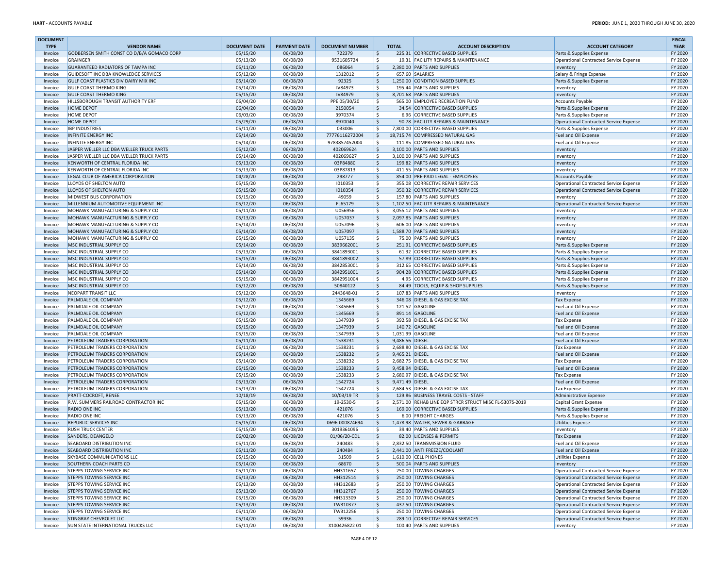| DOCUMENT TYPE | VENDOR NAME | DOCUMENT DATE | PAYMENT DATE | DOCUMENT NUMBER | TOTAL | ACCOUNT DESCRIPTION | ACCOUNT CATEGORY | FISCAL YEAR |
|---|---|---|---|---|---|---|---|---|
| Invoice | GODBERSEN SMITH CONST CO D/B/A GOMACO CORP | 05/15/20 | 06/08/20 | 722379 | $ 225.31 | CORRECTIVE BASED SUPPLIES | Parts & Supplies Expense | FY 2020 |
| Invoice | GRAINGER | 05/13/20 | 06/08/20 | 9531605724 | $ 19.31 | FACILITY REPAIRS & MAINTENANCE | Operational Contracted Service Expense | FY 2020 |
| Invoice | GUARANTEED RADIATORS OF TAMPA INC | 05/11/20 | 06/08/20 | 086064 | $ 2,380.00 | PARTS AND SUPPLIES | Inventory | FY 2020 |
| Invoice | GUIDESOFT INC DBA KNOWLEDGE SERVICES | 05/12/20 | 06/08/20 | 1312012 | $ 657.60 | SALARIES | Salary & Fringe Expense | FY 2020 |
| Invoice | GULF COAST PLASTICS DIV DAIRY MIX INC | 05/14/20 | 06/08/20 | 92325 | $ 1,250.00 | CONDITION BASED SUPPLIES | Parts & Supplies Expense | FY 2020 |
| Invoice | GULF COAST THERMO KING | 05/14/20 | 06/08/20 | IV84973 | $ 195.44 | PARTS AND SUPPLIES | Inventory | FY 2020 |
| Invoice | GULF COAST THERMO KING | 05/15/20 | 06/08/20 | IV84979 | $ 8,701.68 | PARTS AND SUPPLIES | Inventory | FY 2020 |
| Invoice | HILLSBOROUGH TRANSIT AUTHORITY ERF | 06/04/20 | 06/08/20 | PPE 05/30/20 | $ 565.00 | EMPLOYEE RECREATION FUND | Accounts Payable | FY 2020 |
| Invoice | HOME DEPOT | 06/04/20 | 06/08/20 | 2150054 | $ 34.54 | CORRECTIVE BASED SUPPLIES | Parts & Supplies Expense | FY 2020 |
| Invoice | HOME DEPOT | 06/03/20 | 06/08/20 | 3970374 | $ 6.96 | CORRECTIVE BASED SUPPLIES | Parts & Supplies Expense | FY 2020 |
| Invoice | HOME DEPOT | 05/29/20 | 06/08/20 | 8970040 | $ 90.78 | FACILITY REPAIRS & MAINTENANCE | Operational Contracted Service Expense | FY 2020 |
| Invoice | IBP INDUSTRIES | 05/11/20 | 06/08/20 | 033006 | $ 7,800.00 | CORRECTIVE BASED SUPPLIES | Parts & Supplies Expense | FY 2020 |
| Invoice | INFINITE ENERGY INC | 05/14/20 | 06/08/20 | 77776116272004 | $ 18,715.74 | COMPRESSED NATURAL GAS | Fuel and Oil Expense | FY 2020 |
| Invoice | INFINITE ENERGY INC | 05/14/20 | 06/08/20 | 9783857452004 | $ 111.85 | COMPRESSED NATURAL GAS | Fuel and Oil Expense | FY 2020 |
| Invoice | JASPER WELLER LLC DBA WELLER TRUCK PARTS | 05/12/20 | 06/08/20 | 402069624 | $ 3,100.00 | PARTS AND SUPPLIES | Inventory | FY 2020 |
| Invoice | JASPER WELLER LLC DBA WELLER TRUCK PARTS | 05/14/20 | 06/08/20 | 402069627 | $ 3,100.00 | PARTS AND SUPPLIES | Inventory | FY 2020 |
| Invoice | KENWORTH OF CENTRAL FLORIDA INC | 05/13/20 | 06/08/20 | 03P84880 | $ 199.82 | PARTS AND SUPPLIES | Inventory | FY 2020 |
| Invoice | KENWORTH OF CENTRAL FLORIDA INC | 05/13/20 | 06/08/20 | 03P87813 | $ 411.55 | PARTS AND SUPPLIES | Inventory | FY 2020 |
| Invoice | LEGAL CLUB OF AMERICA CORPORATION | 04/28/20 | 06/08/20 | 298777 | $ 854.00 | PRE-PAID LEGAL - EMPLOYEES | Accounts Payable | FY 2020 |
| Invoice | LLOYDS OF SHELTON AUTO | 05/15/20 | 06/08/20 | I010353 | $ 355.08 | CORRECTIVE REPAIR SERVICES | Operational Contracted Service Expense | FY 2020 |
| Invoice | LLOYDS OF SHELTON AUTO | 05/15/20 | 06/08/20 | I010354 | $ 350.32 | CORRECTIVE REPAIR SERVICES | Operational Contracted Service Expense | FY 2020 |
| Invoice | MIDWEST BUS CORPORATION | 05/15/20 | 06/08/20 | 49059 | $ 157.80 | PARTS AND SUPPLIES | Inventory | FY 2020 |
| Invoice | MILLENNIUM AUTOMOTIVE EQUIPMENT INC | 05/12/20 | 06/08/20 | FL65179 | $ 1,102.50 | FACILITY REPAIRS & MAINTENANCE | Operational Contracted Service Expense | FY 2020 |
| Invoice | MOHAWK MANUFACTURING & SUPPLY CO | 05/11/20 | 06/08/20 | U056956 | $ 3,055.12 | PARTS AND SUPPLIES | Inventory | FY 2020 |
| Invoice | MOHAWK MANUFACTURING & SUPPLY CO | 05/13/20 | 06/08/20 | U057037 | $ 2,097.85 | PARTS AND SUPPLIES | Inventory | FY 2020 |
| Invoice | MOHAWK MANUFACTURING & SUPPLY CO | 05/14/20 | 06/08/20 | U057096 | $ 606.00 | PARTS AND SUPPLIES | Inventory | FY 2020 |
| Invoice | MOHAWK MANUFACTURING & SUPPLY CO | 05/14/20 | 06/08/20 | U057097 | $ 1,588.70 | PARTS AND SUPPLIES | Inventory | FY 2020 |
| Invoice | MOHAWK MANUFACTURING & SUPPLY CO | 05/15/20 | 06/08/20 | U057135 | $ 75.00 | PARTS AND SUPPLIES | Inventory | FY 2020 |
| Invoice | MSC INDUSTRIAL SUPPLY CO | 05/14/20 | 06/08/20 | 3839662001 | $ 251.91 | CORRECTIVE BASED SUPPLIES | Parts & Supplies Expense | FY 2020 |
| Invoice | MSC INDUSTRIAL SUPPLY CO | 05/13/20 | 06/08/20 | 3841893001 | $ 61.32 | CORRECTIVE BASED SUPPLIES | Parts & Supplies Expense | FY 2020 |
| Invoice | MSC INDUSTRIAL SUPPLY CO | 05/15/20 | 06/08/20 | 3841893002 | $ 57.89 | CORRECTIVE BASED SUPPLIES | Parts & Supplies Expense | FY 2020 |
| Invoice | MSC INDUSTRIAL SUPPLY CO | 05/14/20 | 06/08/20 | 3842853001 | $ 312.65 | CORRECTIVE BASED SUPPLIES | Parts & Supplies Expense | FY 2020 |
| Invoice | MSC INDUSTRIAL SUPPLY CO | 05/14/20 | 06/08/20 | 3842951001 | $ 904.28 | CORRECTIVE BASED SUPPLIES | Parts & Supplies Expense | FY 2020 |
| Invoice | MSC INDUSTRIAL SUPPLY CO | 05/15/20 | 06/08/20 | 3842951004 | $ 4.95 | CORRECTIVE BASED SUPPLIES | Parts & Supplies Expense | FY 2020 |
| Invoice | MSC INDUSTRIAL SUPPLY CO | 05/12/20 | 06/08/20 | 50840122 | $ 84.49 | TOOLS, EQUIP & SHOP SUPPLIES | Parts & Supplies Expense | FY 2020 |
| Invoice | NEOPART TRANSIT LLC | 05/12/20 | 06/08/20 | 2443648-01 | $ 107.83 | PARTS AND SUPPLIES | Inventory | FY 2020 |
| Invoice | PALMDALE OIL COMPANY | 05/12/20 | 06/08/20 | 1345669 | $ 346.08 | DIESEL & GAS EXCISE TAX | Tax Expense | FY 2020 |
| Invoice | PALMDALE OIL COMPANY | 05/12/20 | 06/08/20 | 1345669 | $ 121.52 | GASOLINE | Fuel and Oil Expense | FY 2020 |
| Invoice | PALMDALE OIL COMPANY | 05/12/20 | 06/08/20 | 1345669 | $ 891.14 | GASOLINE | Fuel and Oil Expense | FY 2020 |
| Invoice | PALMDALE OIL COMPANY | 05/15/20 | 06/08/20 | 1347939 | $ 392.58 | DIESEL & GAS EXCISE TAX | Tax Expense | FY 2020 |
| Invoice | PALMDALE OIL COMPANY | 05/15/20 | 06/08/20 | 1347939 | $ 140.72 | GASOLINE | Fuel and Oil Expense | FY 2020 |
| Invoice | PALMDALE OIL COMPANY | 05/15/20 | 06/08/20 | 1347939 | $ 1,031.99 | GASOLINE | Fuel and Oil Expense | FY 2020 |
| Invoice | PETROLEUM TRADERS CORPORATION | 05/11/20 | 06/08/20 | 1538231 | $ 9,486.56 | DIESEL | Fuel and Oil Expense | FY 2020 |
| Invoice | PETROLEUM TRADERS CORPORATION | 05/11/20 | 06/08/20 | 1538231 | $ 2,688.80 | DIESEL & GAS EXCISE TAX | Tax Expense | FY 2020 |
| Invoice | PETROLEUM TRADERS CORPORATION | 05/14/20 | 06/08/20 | 1538232 | $ 9,465.21 | DIESEL | Fuel and Oil Expense | FY 2020 |
| Invoice | PETROLEUM TRADERS CORPORATION | 05/14/20 | 06/08/20 | 1538232 | $ 2,682.75 | DIESEL & GAS EXCISE TAX | Tax Expense | FY 2020 |
| Invoice | PETROLEUM TRADERS CORPORATION | 05/15/20 | 06/08/20 | 1538233 | $ 9,458.94 | DIESEL | Fuel and Oil Expense | FY 2020 |
| Invoice | PETROLEUM TRADERS CORPORATION | 05/15/20 | 06/08/20 | 1538233 | $ 2,680.97 | DIESEL & GAS EXCISE TAX | Tax Expense | FY 2020 |
| Invoice | PETROLEUM TRADERS CORPORATION | 05/13/20 | 06/08/20 | 1542724 | $ 9,471.49 | DIESEL | Fuel and Oil Expense | FY 2020 |
| Invoice | PETROLEUM TRADERS CORPORATION | 05/13/20 | 06/08/20 | 1542724 | $ 2,684.53 | DIESEL & GAS EXCISE TAX | Tax Expense | FY 2020 |
| Invoice | PRATT-COCROFT, RENEE | 10/18/19 | 06/08/20 | 10/03/19 TR | $ 129.86 | BUSINESS TRAVEL COSTS - STAFF | Administrative Expense | FY 2020 |
| Invoice | R.W. SUMMERS RAILROAD CONTRACTOR INC | 05/15/20 | 06/08/20 | 19-2530-5 | $ 2,571.00 | REHAB LINE EQP STRCR STRUCT MISC FL-5307S-2019 | Capital Grant Expense | FY 2020 |
| Invoice | RADIO ONE INC | 05/13/20 | 06/08/20 | 421076 | $ 169.00 | CORRECTIVE BASED SUPPLIES | Parts & Supplies Expense | FY 2020 |
| Invoice | RADIO ONE INC | 05/13/20 | 06/08/20 | 421076 | $ 6.00 | FREIGHT CHARGES | Parts & Supplies Expense | FY 2020 |
| Invoice | REPUBLIC SERVICES INC | 05/15/20 | 06/08/20 | 0696-000874694 | $ 1,478.98 | WATER, SEWER & GARBAGE | Utilities Expense | FY 2020 |
| Invoice | RUSH TRUCK CENTER | 05/15/20 | 06/08/20 | 3019361096 | $ 39.40 | PARTS AND SUPPLIES | Inventory | FY 2020 |
| Invoice | SANDERS, DEANGELO | 06/02/20 | 06/08/20 | 01/06/20-CDL | $ 82.00 | LICENSES & PERMITS | Tax Expense | FY 2020 |
| Invoice | SEABOARD DISTRIBUTION INC | 05/11/20 | 06/08/20 | 240483 | $ 2,832.50 | TRANSMISSION FLUID | Fuel and Oil Expense | FY 2020 |
| Invoice | SEABOARD DISTRIBUTION INC | 05/11/20 | 06/08/20 | 240484 | $ 2,441.00 | ANTI FREEZE/COOLANT | Fuel and Oil Expense | FY 2020 |
| Invoice | SKYBASE COMMUNICATIONS LLC | 05/15/20 | 06/08/20 | 31509 | $ 1,610.00 | CELL PHONES | Utilities Expense | FY 2020 |
| Invoice | SOUTHERN COACH PARTS CO | 05/14/20 | 06/08/20 | 68670 | $ 500.04 | PARTS AND SUPPLIES | Inventory | FY 2020 |
| Invoice | STEPPS TOWING SERVICE INC | 05/11/20 | 06/08/20 | HH311657 | $ 250.00 | TOWING CHARGES | Operational Contracted Service Expense | FY 2020 |
| Invoice | STEPPS TOWING SERVICE INC | 05/13/20 | 06/08/20 | HH312514 | $ 250.00 | TOWING CHARGES | Operational Contracted Service Expense | FY 2020 |
| Invoice | STEPPS TOWING SERVICE INC | 05/13/20 | 06/08/20 | HH312683 | $ 250.00 | TOWING CHARGES | Operational Contracted Service Expense | FY 2020 |
| Invoice | STEPPS TOWING SERVICE INC | 05/13/20 | 06/08/20 | HH312767 | $ 250.00 | TOWING CHARGES | Operational Contracted Service Expense | FY 2020 |
| Invoice | STEPPS TOWING SERVICE INC | 05/15/20 | 06/08/20 | HH313309 | $ 250.00 | TOWING CHARGES | Operational Contracted Service Expense | FY 2020 |
| Invoice | STEPPS TOWING SERVICE INC | 05/13/20 | 06/08/20 | TW310377 | $ 437.50 | TOWING CHARGES | Operational Contracted Service Expense | FY 2020 |
| Invoice | STEPPS TOWING SERVICE INC | 05/11/20 | 06/08/20 | TW312256 | $ 250.00 | TOWING CHARGES | Operational Contracted Service Expense | FY 2020 |
| Invoice | STINGRAY CHEVROLET LLC | 05/14/20 | 06/08/20 | 59936 | $ 289.10 | CORRECTIVE REPAIR SERVICES | Operational Contracted Service Expense | FY 2020 |
| Invoice | SUN STATE INTERNATIONAL TRUCKS LLC | 05/11/20 | 06/08/20 | X100426822 01 | $ 100.40 | PARTS AND SUPPLIES | Inventory | FY 2020 |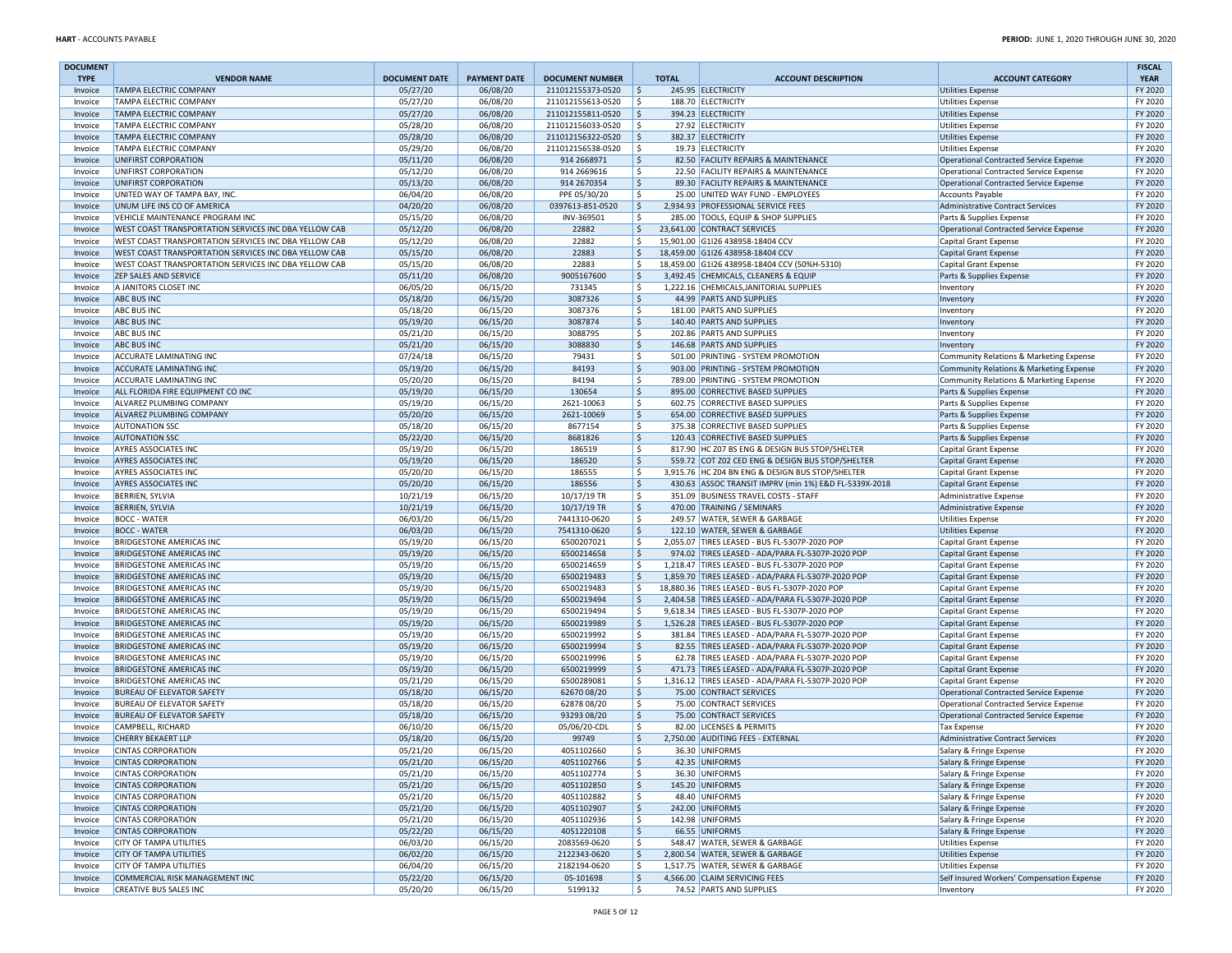| DOCUMENT TYPE | VENDOR NAME | DOCUMENT DATE | PAYMENT DATE | DOCUMENT NUMBER | TOTAL | ACCOUNT DESCRIPTION | ACCOUNT CATEGORY | FISCAL YEAR |
|---|---|---|---|---|---|---|---|---|
| Invoice | TAMPA ELECTRIC COMPANY | 05/27/20 | 06/08/20 | 211012155373-0520 | $ 245.95 | ELECTRICITY | Utilities Expense | FY 2020 |
| Invoice | TAMPA ELECTRIC COMPANY | 05/27/20 | 06/08/20 | 211012155613-0520 | $ 188.70 | ELECTRICITY | Utilities Expense | FY 2020 |
| Invoice | TAMPA ELECTRIC COMPANY | 05/27/20 | 06/08/20 | 211012155811-0520 | $ 394.23 | ELECTRICITY | Utilities Expense | FY 2020 |
| Invoice | TAMPA ELECTRIC COMPANY | 05/28/20 | 06/08/20 | 211012156033-0520 | $ 27.92 | ELECTRICITY | Utilities Expense | FY 2020 |
| Invoice | TAMPA ELECTRIC COMPANY | 05/28/20 | 06/08/20 | 211012156322-0520 | $ 382.37 | ELECTRICITY | Utilities Expense | FY 2020 |
| Invoice | TAMPA ELECTRIC COMPANY | 05/29/20 | 06/08/20 | 211012156538-0520 | $ 19.73 | ELECTRICITY | Utilities Expense | FY 2020 |
| Invoice | UNIFIRST CORPORATION | 05/11/20 | 06/08/20 | 914 2668971 | $ 82.50 | FACILITY REPAIRS & MAINTENANCE | Operational Contracted Service Expense | FY 2020 |
| Invoice | UNIFIRST CORPORATION | 05/12/20 | 06/08/20 | 914 2669616 | $ 22.50 | FACILITY REPAIRS & MAINTENANCE | Operational Contracted Service Expense | FY 2020 |
| Invoice | UNIFIRST CORPORATION | 05/13/20 | 06/08/20 | 914 2670354 | $ 89.30 | FACILITY REPAIRS & MAINTENANCE | Operational Contracted Service Expense | FY 2020 |
| Invoice | UNITED WAY OF TAMPA BAY, INC. | 06/04/20 | 06/08/20 | PPE 05/30/20 | $ 25.00 | UNITED WAY FUND - EMPLOYEES | Accounts Payable | FY 2020 |
| Invoice | UNUM LIFE INS CO OF AMERICA | 04/20/20 | 06/08/20 | 0397613-851-0520 | $ 2,934.93 | PROFESSIONAL SERVICE FEES | Administrative Contract Services | FY 2020 |
| Invoice | VEHICLE MAINTENANCE PROGRAM INC | 05/15/20 | 06/08/20 | INV-369501 | $ 285.00 | TOOLS, EQUIP & SHOP SUPPLIES | Parts & Supplies Expense | FY 2020 |
| Invoice | WEST COAST TRANSPORTATION SERVICES INC DBA YELLOW CAB | 05/12/20 | 06/08/20 | 22882 | $ 23,641.00 | CONTRACT SERVICES | Operational Contracted Service Expense | FY 2020 |
| Invoice | WEST COAST TRANSPORTATION SERVICES INC DBA YELLOW CAB | 05/12/20 | 06/08/20 | 22882 | $ 15,901.00 | G1I26 438958-18404 CCV | Capital Grant Expense | FY 2020 |
| Invoice | WEST COAST TRANSPORTATION SERVICES INC DBA YELLOW CAB | 05/15/20 | 06/08/20 | 22883 | $ 18,459.00 | G1I26 438958-18404 CCV | Capital Grant Expense | FY 2020 |
| Invoice | WEST COAST TRANSPORTATION SERVICES INC DBA YELLOW CAB | 05/15/20 | 06/08/20 | 22883 | $ 18,459.00 | G1I26 438958-18404 CCV (50%H-5310) | Capital Grant Expense | FY 2020 |
| Invoice | ZEP SALES AND SERVICE | 05/11/20 | 06/08/20 | 9005167600 | $ 3,492.45 | CHEMICALS, CLEANERS & EQUIP | Parts & Supplies Expense | FY 2020 |
| Invoice | A JANITORS CLOSET INC | 06/05/20 | 06/15/20 | 731345 | $ 1,222.16 | CHEMICALS,JANITORIAL SUPPLIES | Inventory | FY 2020 |
| Invoice | ABC BUS INC | 05/18/20 | 06/15/20 | 3087326 | $ 44.99 | PARTS AND SUPPLIES | Inventory | FY 2020 |
| Invoice | ABC BUS INC | 05/18/20 | 06/15/20 | 3087376 | $ 181.00 | PARTS AND SUPPLIES | Inventory | FY 2020 |
| Invoice | ABC BUS INC | 05/19/20 | 06/15/20 | 3087874 | $ 140.40 | PARTS AND SUPPLIES | Inventory | FY 2020 |
| Invoice | ABC BUS INC | 05/21/20 | 06/15/20 | 3088795 | $ 202.86 | PARTS AND SUPPLIES | Inventory | FY 2020 |
| Invoice | ABC BUS INC | 05/21/20 | 06/15/20 | 3088830 | $ 146.68 | PARTS AND SUPPLIES | Inventory | FY 2020 |
| Invoice | ACCURATE LAMINATING INC | 07/24/18 | 06/15/20 | 79431 | $ 501.00 | PRINTING - SYSTEM PROMOTION | Community Relations & Marketing Expense | FY 2020 |
| Invoice | ACCURATE LAMINATING INC | 05/19/20 | 06/15/20 | 84193 | $ 903.00 | PRINTING - SYSTEM PROMOTION | Community Relations & Marketing Expense | FY 2020 |
| Invoice | ACCURATE LAMINATING INC | 05/20/20 | 06/15/20 | 84194 | $ 789.00 | PRINTING - SYSTEM PROMOTION | Community Relations & Marketing Expense | FY 2020 |
| Invoice | ALL FLORIDA FIRE EQUIPMENT CO INC | 05/19/20 | 06/15/20 | 130654 | $ 895.00 | CORRECTIVE BASED SUPPLIES | Parts & Supplies Expense | FY 2020 |
| Invoice | ALVAREZ PLUMBING COMPANY | 05/19/20 | 06/15/20 | 2621-10063 | $ 602.75 | CORRECTIVE BASED SUPPLIES | Parts & Supplies Expense | FY 2020 |
| Invoice | ALVAREZ PLUMBING COMPANY | 05/20/20 | 06/15/20 | 2621-10069 | $ 654.00 | CORRECTIVE BASED SUPPLIES | Parts & Supplies Expense | FY 2020 |
| Invoice | AUTONATION SSC | 05/18/20 | 06/15/20 | 8677154 | $ 375.38 | CORRECTIVE BASED SUPPLIES | Parts & Supplies Expense | FY 2020 |
| Invoice | AUTONATION SSC | 05/22/20 | 06/15/20 | 8681826 | $ 120.43 | CORRECTIVE BASED SUPPLIES | Parts & Supplies Expense | FY 2020 |
| Invoice | AYRES ASSOCIATES INC | 05/19/20 | 06/15/20 | 186519 | $ 817.90 | HC Z07 BS ENG & DESIGN BUS STOP/SHELTER | Capital Grant Expense | FY 2020 |
| Invoice | AYRES ASSOCIATES INC | 05/19/20 | 06/15/20 | 186520 | $ 559.72 | COT Z02 CED ENG & DESIGN BUS STOP/SHELTER | Capital Grant Expense | FY 2020 |
| Invoice | AYRES ASSOCIATES INC | 05/20/20 | 06/15/20 | 186555 | $ 3,915.76 | HC Z04 BN ENG & DESIGN BUS STOP/SHELTER | Capital Grant Expense | FY 2020 |
| Invoice | AYRES ASSOCIATES INC | 05/20/20 | 06/15/20 | 186556 | $ 430.63 | ASSOC TRANSIT IMPRV (min 1%) E&D FL-5339X-2018 | Capital Grant Expense | FY 2020 |
| Invoice | BERRIEN, SYLVIA | 10/21/19 | 06/15/20 | 10/17/19 TR | $ 351.09 | BUSINESS TRAVEL COSTS - STAFF | Administrative Expense | FY 2020 |
| Invoice | BERRIEN, SYLVIA | 10/21/19 | 06/15/20 | 10/17/19 TR | $ 470.00 | TRAINING / SEMINARS | Administrative Expense | FY 2020 |
| Invoice | BOCC - WATER | 06/03/20 | 06/15/20 | 7441310-0620 | $ 249.57 | WATER, SEWER & GARBAGE | Utilities Expense | FY 2020 |
| Invoice | BOCC - WATER | 06/03/20 | 06/15/20 | 7541310-0620 | $ 122.10 | WATER, SEWER & GARBAGE | Utilities Expense | FY 2020 |
| Invoice | BRIDGESTONE AMERICAS INC | 05/19/20 | 06/15/20 | 6500207021 | $ 2,055.07 | TIRES LEASED - BUS FL-5307P-2020 POP | Capital Grant Expense | FY 2020 |
| Invoice | BRIDGESTONE AMERICAS INC | 05/19/20 | 06/15/20 | 6500214658 | $ 974.02 | TIRES LEASED - ADA/PARA FL-5307P-2020 POP | Capital Grant Expense | FY 2020 |
| Invoice | BRIDGESTONE AMERICAS INC | 05/19/20 | 06/15/20 | 6500214659 | $ 1,218.47 | TIRES LEASED - BUS FL-5307P-2020 POP | Capital Grant Expense | FY 2020 |
| Invoice | BRIDGESTONE AMERICAS INC | 05/19/20 | 06/15/20 | 6500219483 | $ 1,859.70 | TIRES LEASED - ADA/PARA FL-5307P-2020 POP | Capital Grant Expense | FY 2020 |
| Invoice | BRIDGESTONE AMERICAS INC | 05/19/20 | 06/15/20 | 6500219483 | $ 18,880.36 | TIRES LEASED - BUS FL-5307P-2020 POP | Capital Grant Expense | FY 2020 |
| Invoice | BRIDGESTONE AMERICAS INC | 05/19/20 | 06/15/20 | 6500219494 | $ 2,404.58 | TIRES LEASED - ADA/PARA FL-5307P-2020 POP | Capital Grant Expense | FY 2020 |
| Invoice | BRIDGESTONE AMERICAS INC | 05/19/20 | 06/15/20 | 6500219494 | $ 9,618.34 | TIRES LEASED - BUS FL-5307P-2020 POP | Capital Grant Expense | FY 2020 |
| Invoice | BRIDGESTONE AMERICAS INC | 05/19/20 | 06/15/20 | 6500219989 | $ 1,526.28 | TIRES LEASED - BUS FL-5307P-2020 POP | Capital Grant Expense | FY 2020 |
| Invoice | BRIDGESTONE AMERICAS INC | 05/19/20 | 06/15/20 | 6500219992 | $ 381.84 | TIRES LEASED - ADA/PARA FL-5307P-2020 POP | Capital Grant Expense | FY 2020 |
| Invoice | BRIDGESTONE AMERICAS INC | 05/19/20 | 06/15/20 | 6500219994 | $ 82.55 | TIRES LEASED - ADA/PARA FL-5307P-2020 POP | Capital Grant Expense | FY 2020 |
| Invoice | BRIDGESTONE AMERICAS INC | 05/19/20 | 06/15/20 | 6500219996 | $ 62.78 | TIRES LEASED - ADA/PARA FL-5307P-2020 POP | Capital Grant Expense | FY 2020 |
| Invoice | BRIDGESTONE AMERICAS INC | 05/19/20 | 06/15/20 | 6500219999 | $ 471.73 | TIRES LEASED - ADA/PARA FL-5307P-2020 POP | Capital Grant Expense | FY 2020 |
| Invoice | BRIDGESTONE AMERICAS INC | 05/21/20 | 06/15/20 | 6500289081 | $ 1,316.12 | TIRES LEASED - ADA/PARA FL-5307P-2020 POP | Capital Grant Expense | FY 2020 |
| Invoice | BUREAU OF ELEVATOR SAFETY | 05/18/20 | 06/15/20 | 62670 08/20 | $ 75.00 | CONTRACT SERVICES | Operational Contracted Service Expense | FY 2020 |
| Invoice | BUREAU OF ELEVATOR SAFETY | 05/18/20 | 06/15/20 | 62878 08/20 | $ 75.00 | CONTRACT SERVICES | Operational Contracted Service Expense | FY 2020 |
| Invoice | BUREAU OF ELEVATOR SAFETY | 05/18/20 | 06/15/20 | 93293 08/20 | $ 75.00 | CONTRACT SERVICES | Operational Contracted Service Expense | FY 2020 |
| Invoice | CAMPBELL, RICHARD | 06/10/20 | 06/15/20 | 05/06/20-CDL | $ 82.00 | LICENSES & PERMITS | Tax Expense | FY 2020 |
| Invoice | CHERRY BEKAERT LLP | 05/18/20 | 06/15/20 | 99749 | $ 2,750.00 | AUDITING FEES - EXTERNAL | Administrative Contract Services | FY 2020 |
| Invoice | CINTAS CORPORATION | 05/21/20 | 06/15/20 | 4051102660 | $ 36.30 | UNIFORMS | Salary & Fringe Expense | FY 2020 |
| Invoice | CINTAS CORPORATION | 05/21/20 | 06/15/20 | 4051102766 | $ 42.35 | UNIFORMS | Salary & Fringe Expense | FY 2020 |
| Invoice | CINTAS CORPORATION | 05/21/20 | 06/15/20 | 4051102774 | $ 36.30 | UNIFORMS | Salary & Fringe Expense | FY 2020 |
| Invoice | CINTAS CORPORATION | 05/21/20 | 06/15/20 | 4051102850 | $ 145.20 | UNIFORMS | Salary & Fringe Expense | FY 2020 |
| Invoice | CINTAS CORPORATION | 05/21/20 | 06/15/20 | 4051102882 | $ 48.40 | UNIFORMS | Salary & Fringe Expense | FY 2020 |
| Invoice | CINTAS CORPORATION | 05/21/20 | 06/15/20 | 4051102907 | $ 242.00 | UNIFORMS | Salary & Fringe Expense | FY 2020 |
| Invoice | CINTAS CORPORATION | 05/21/20 | 06/15/20 | 4051102936 | $ 142.98 | UNIFORMS | Salary & Fringe Expense | FY 2020 |
| Invoice | CINTAS CORPORATION | 05/22/20 | 06/15/20 | 4051220108 | $ 66.55 | UNIFORMS | Salary & Fringe Expense | FY 2020 |
| Invoice | CITY OF TAMPA UTILITIES | 06/03/20 | 06/15/20 | 2083569-0620 | $ 548.47 | WATER, SEWER & GARBAGE | Utilities Expense | FY 2020 |
| Invoice | CITY OF TAMPA UTILITIES | 06/02/20 | 06/15/20 | 2122343-0620 | $ 2,800.54 | WATER, SEWER & GARBAGE | Utilities Expense | FY 2020 |
| Invoice | CITY OF TAMPA UTILITIES | 06/04/20 | 06/15/20 | 2182194-0620 | $ 1,517.75 | WATER, SEWER & GARBAGE | Utilities Expense | FY 2020 |
| Invoice | COMMERCIAL RISK MANAGEMENT INC | 05/22/20 | 06/15/20 | 05-101698 | $ 4,566.00 | CLAIM SERVICING FEES | Self Insured Workers' Compensation Expense | FY 2020 |
| Invoice | CREATIVE BUS SALES INC | 05/20/20 | 06/15/20 | 5199132 | $ 74.52 | PARTS AND SUPPLIES | Inventory | FY 2020 |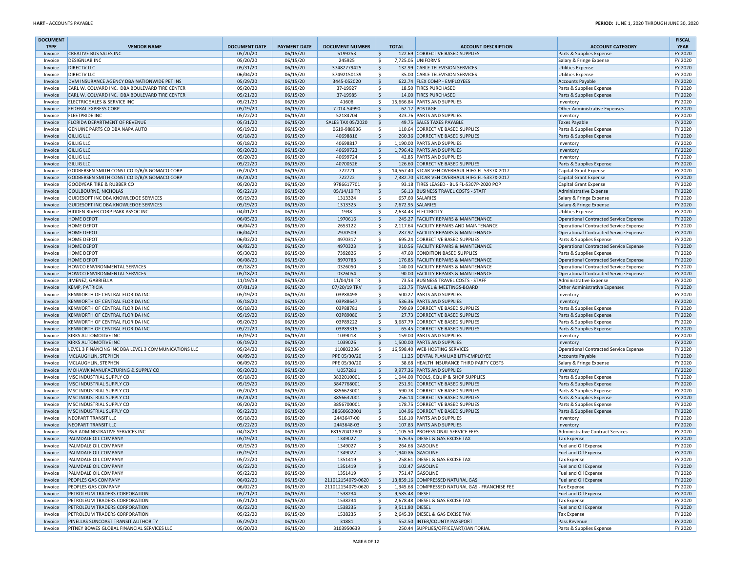| DOCUMENT TYPE | VENDOR NAME | DOCUMENT DATE | PAYMENT DATE | DOCUMENT NUMBER | TOTAL | ACCOUNT DESCRIPTION | ACCOUNT CATEGORY | FISCAL YEAR |
|---|---|---|---|---|---|---|---|---|
| Invoice | CREATIVE BUS SALES INC | 05/20/20 | 06/15/20 | 5199253 | $ 122.69 | CORRECTIVE BASED SUPPLIES | Parts & Supplies Expense | FY 2020 |
| Invoice | DESIGNLAB INC | 05/20/20 | 06/15/20 | 245925 | $ 7,725.05 | UNIFORMS | Salary & Fringe Expense | FY 2020 |
| Invoice | DIRECTV LLC | 05/31/20 | 06/15/20 | 37482779425 | $ 132.99 | CABLE TELEVISION SERVICES | Utilities Expense | FY 2020 |
| Invoice | DIRECTV LLC | 06/04/20 | 06/15/20 | 37492150139 | $ 35.00 | CABLE TELEVISION SERVICES | Utilities Expense | FY 2020 |
| Invoice | DVM INSURANCE AGENCY DBA NATIONWIDE PET INS | 05/29/20 | 06/15/20 | 3445-052020 | $ 622.74 | FLEX COMP - EMPLOYEES | Accounts Payable | FY 2020 |
| Invoice | EARL W. COLVARD INC. DBA BOULEVARD TIRE CENTER | 05/20/20 | 06/15/20 | 37-19927 | $ 18.50 | TIRES PURCHASED | Parts & Supplies Expense | FY 2020 |
| Invoice | EARL W. COLVARD INC. DBA BOULEVARD TIRE CENTER | 05/21/20 | 06/15/20 | 37-19985 | $ 14.00 | TIRES PURCHASED | Parts & Supplies Expense | FY 2020 |
| Invoice | ELECTRIC SALES & SERVICE INC | 05/21/20 | 06/15/20 | 41608 | $ 15,666.84 | PARTS AND SUPPLIES | Inventory | FY 2020 |
| Invoice | FEDERAL EXPRESS CORP | 05/19/20 | 06/15/20 | 7-014-54990 | $ 62.12 | POSTAGE | Other Administrative Expenses | FY 2020 |
| Invoice | FLEETPRIDE INC | 05/22/20 | 06/15/20 | 52184704 | $ 323.76 | PARTS AND SUPPLIES | Inventory | FY 2020 |
| Invoice | FLORIDA DEPARTMENT OF REVENUE | 05/31/20 | 06/15/20 | SALES TAX 05/2020 | $ 49.75 | SALES TAXES PAYABLE | Taxes Payable | FY 2020 |
| Invoice | GENUINE PARTS CO DBA NAPA AUTO | 05/19/20 | 06/15/20 | 0619-988936 | $ 110.64 | CORRECTIVE BASED SUPPLIES | Parts & Supplies Expense | FY 2020 |
| Invoice | GILLIG LLC | 05/18/20 | 06/15/20 | 40698816 | $ 260.36 | CORRECTIVE BASED SUPPLIES | Parts & Supplies Expense | FY 2020 |
| Invoice | GILLIG LLC | 05/18/20 | 06/15/20 | 40698817 | $ 1,190.00 | PARTS AND SUPPLIES | Inventory | FY 2020 |
| Invoice | GILLIG LLC | 05/20/20 | 06/15/20 | 40699723 | $ 1,796.42 | PARTS AND SUPPLIES | Inventory | FY 2020 |
| Invoice | GILLIG LLC | 05/20/20 | 06/15/20 | 40699724 | $ 42.85 | PARTS AND SUPPLIES | Inventory | FY 2020 |
| Invoice | GILLIG LLC | 05/22/20 | 06/15/20 | 40700526 | $ 126.60 | CORRECTIVE BASED SUPPLIES | Parts & Supplies Expense | FY 2020 |
| Invoice | GODBERSEN SMITH CONST CO D/B/A GOMACO CORP | 05/20/20 | 06/15/20 | 722721 | $ 14,567.40 | STCAR VEH OVERHAUL HIFG FL-5337X-2017 | Capital Grant Expense | FY 2020 |
| Invoice | GODBERSEN SMITH CONST CO D/B/A GOMACO CORP | 05/20/20 | 06/15/20 | 722722 | $ 7,382.70 | STCAR VEH OVERHAUL HIFG FL-5337X-2017 | Capital Grant Expense | FY 2020 |
| Invoice | GOODYEAR TIRE & RUBBER CO | 05/20/20 | 06/15/20 | 9786617701 | $ 93.18 | TIRES LEASED - BUS FL-5307P-2020 POP | Capital Grant Expense | FY 2020 |
| Invoice | GOULBOURNE, NICHOLAS | 05/22/19 | 06/15/20 | 05/14/19 TR | $ 56.13 | BUSINESS TRAVEL COSTS - STAFF | Administrative Expense | FY 2020 |
| Invoice | GUIDESOFT INC DBA KNOWLEDGE SERVICES | 05/19/20 | 06/15/20 | 1313324 | $ 657.60 | SALARIES | Salary & Fringe Expense | FY 2020 |
| Invoice | GUIDESOFT INC DBA KNOWLEDGE SERVICES | 05/19/20 | 06/15/20 | 1313325 | $ 7,672.95 | SALARIES | Salary & Fringe Expense | FY 2020 |
| Invoice | HIDDEN RIVER CORP PARK ASSOC INC | 04/01/20 | 06/15/20 | 1938 | $ 2,634.43 | ELECTRICITY | Utilities Expense | FY 2020 |
| Invoice | HOME DEPOT | 06/05/20 | 06/15/20 | 1970616 | $ 245.27 | FACILITY REPAIRS & MAINTENANCE | Operational Contracted Service Expense | FY 2020 |
| Invoice | HOME DEPOT | 06/04/20 | 06/15/20 | 2653122 | $ 2,117.64 | FACILITY REPAIRS AND MAINTENANCE | Operational Contracted Service Expense | FY 2020 |
| Invoice | HOME DEPOT | 06/04/20 | 06/15/20 | 2970509 | $ 287.97 | FACILITY REPAIRS & MAINTENANCE | Operational Contracted Service Expense | FY 2020 |
| Invoice | HOME DEPOT | 06/02/20 | 06/15/20 | 4970317 | $ 695.24 | CORRECTIVE BASED SUPPLIES | Parts & Supplies Expense | FY 2020 |
| Invoice | HOME DEPOT | 06/02/20 | 06/15/20 | 4970323 | $ 910.56 | FACILITY REPAIRS & MAINTENANCE | Operational Contracted Service Expense | FY 2020 |
| Invoice | HOME DEPOT | 05/30/20 | 06/15/20 | 7392826 | $ 47.60 | CONDITION BASED SUPPLIES | Parts & Supplies Expense | FY 2020 |
| Invoice | HOME DEPOT | 06/08/20 | 06/15/20 | 8970783 | $ 176.85 | FACILITY REPAIRS & MAINTENANCE | Operational Contracted Service Expense | FY 2020 |
| Invoice | HOWCO ENVIRONMENTAL SERVICES | 05/18/20 | 06/15/20 | 0326050 | $ 140.00 | FACILITY REPAIRS & MAINTENANCE | Operational Contracted Service Expense | FY 2020 |
| Invoice | HOWCO ENVIRONMENTAL SERVICES | 05/18/20 | 06/15/20 | 0326054 | $ 90.00 | FACILITY REPAIRS & MAINTENANCE | Operational Contracted Service Expense | FY 2020 |
| Invoice | JIMENEZ, GABRIELLA | 11/19/19 | 06/15/20 | 11/04/19 TR | $ 73.53 | BUSINESS TRAVEL COSTS - STAFF | Administrative Expense | FY 2020 |
| Invoice | KEMP, PATRICIA | 07/01/19 | 06/15/20 | 07/20/19 TRV | $ 123.75 | TRAVEL & MEETINGS-BOARD | Other Administrative Expenses | FY 2020 |
| Invoice | KENWORTH OF CENTRAL FLORIDA INC | 05/19/20 | 06/15/20 | 03P88498 | $ 500.27 | PARTS AND SUPPLIES | Inventory | FY 2020 |
| Invoice | KENWORTH OF CENTRAL FLORIDA INC | 05/18/20 | 06/15/20 | 03P88647 | $ 536.36 | PARTS AND SUPPLIES | Inventory | FY 2020 |
| Invoice | KENWORTH OF CENTRAL FLORIDA INC | 05/18/20 | 06/15/20 | 03P88781 | $ 799.69 | CORRECTIVE BASED SUPPLIES | Parts & Supplies Expense | FY 2020 |
| Invoice | KENWORTH OF CENTRAL FLORIDA INC | 05/19/20 | 06/15/20 | 03P89080 | $ 27.73 | CORRECTIVE BASED SUPPLIES | Parts & Supplies Expense | FY 2020 |
| Invoice | KENWORTH OF CENTRAL FLORIDA INC | 05/20/20 | 06/15/20 | 03P89222 | $ 3,687.79 | CORRECTIVE BASED SUPPLIES | Parts & Supplies Expense | FY 2020 |
| Invoice | KENWORTH OF CENTRAL FLORIDA INC | 05/22/20 | 06/15/20 | 03P89315 | $ 65.45 | CORRECTIVE BASED SUPPLIES | Parts & Supplies Expense | FY 2020 |
| Invoice | KIRKS AUTOMOTIVE INC | 05/19/20 | 06/15/20 | 1039018 | $ 159.00 | PARTS AND SUPPLIES | Inventory | FY 2020 |
| Invoice | KIRKS AUTOMOTIVE INC | 05/19/20 | 06/15/20 | 1039026 | $ 1,500.00 | PARTS AND SUPPLIES | Inventory | FY 2020 |
| Invoice | LEVEL 3 FINANCING INC DBA LEVEL 3 COMMUNICATIONS LLC | 05/24/20 | 06/15/20 | 110802236 | $ 16,598.40 | WEB HOSTING SERVICES | Operational Contracted Service Expense | FY 2020 |
| Invoice | MCLAUGHLIN, STEPHEN | 06/09/20 | 06/15/20 | PPE 05/30/20 | $ 11.25 | DENTAL PLAN LIABILITY-EMPLOYEE | Accounts Payable | FY 2020 |
| Invoice | MCLAUGHLIN, STEPHEN | 06/09/20 | 06/15/20 | PPE 05/30/20 | $ 38.68 | HEALTH INSURANCE THIRD PARTY COSTS | Salary & Fringe Expense | FY 2020 |
| Invoice | MOHAWK MANUFACTURING & SUPPLY CO | 05/20/20 | 06/15/20 | U057281 | $ 9,977.36 | PARTS AND SUPPLIES | Inventory | FY 2020 |
| Invoice | MSC INDUSTRIAL SUPPLY CO | 05/18/20 | 06/15/20 | 3832010001 | $ 1,044.00 | TOOLS, EQUIP & SHOP SUPPLIES | Parts & Supplies Expense | FY 2020 |
| Invoice | MSC INDUSTRIAL SUPPLY CO | 05/19/20 | 06/15/20 | 3847768001 | $ 251.91 | CORRECTIVE BASED SUPPLIES | Parts & Supplies Expense | FY 2020 |
| Invoice | MSC INDUSTRIAL SUPPLY CO | 05/20/20 | 06/15/20 | 3856623001 | $ 590.78 | CORRECTIVE BASED SUPPLIES | Parts & Supplies Expense | FY 2020 |
| Invoice | MSC INDUSTRIAL SUPPLY CO | 05/20/20 | 06/15/20 | 3856632001 | $ 256.14 | CORRECTIVE BASED SUPPLIES | Parts & Supplies Expense | FY 2020 |
| Invoice | MSC INDUSTRIAL SUPPLY CO | 05/20/20 | 06/15/20 | 3856700001 | $ 178.75 | CORRECTIVE BASED SUPPLIES | Parts & Supplies Expense | FY 2020 |
| Invoice | MSC INDUSTRIAL SUPPLY CO | 05/22/20 | 06/15/20 | 38660662001 | $ 104.96 | CORRECTIVE BASED SUPPLIES | Parts & Supplies Expense | FY 2020 |
| Invoice | NEOPART TRANSIT LLC | 05/18/20 | 06/15/20 | 2443647-00 | $ 516.10 | PARTS AND SUPPLIES | Inventory | FY 2020 |
| Invoice | NEOPART TRANSIT LLC | 05/22/20 | 06/15/20 | 2443648-03 | $ 107.83 | PARTS AND SUPPLIES | Inventory | FY 2020 |
| Invoice | P&A ADMINISTRATIVE SERVICES INC | 04/18/20 | 06/15/20 | F81520412802 | $ 1,105.50 | PROFESSIONAL SERVICE FEES | Administrative Contract Services | FY 2020 |
| Invoice | PALMDALE OIL COMPANY | 05/19/20 | 06/15/20 | 1349027 | $ 676.35 | DIESEL & GAS EXCISE TAX | Tax Expense | FY 2020 |
| Invoice | PALMDALE OIL COMPANY | 05/19/20 | 06/15/20 | 1349027 | $ 264.66 | GASOLINE | Fuel and Oil Expense | FY 2020 |
| Invoice | PALMDALE OIL COMPANY | 05/19/20 | 06/15/20 | 1349027 | $ 1,940.86 | GASOLINE | Fuel and Oil Expense | FY 2020 |
| Invoice | PALMDALE OIL COMPANY | 05/22/20 | 06/15/20 | 1351419 | $ 258.61 | DIESEL & GAS EXCISE TAX | Tax Expense | FY 2020 |
| Invoice | PALMDALE OIL COMPANY | 05/22/20 | 06/15/20 | 1351419 | $ 102.47 | GASOLINE | Fuel and Oil Expense | FY 2020 |
| Invoice | PALMDALE OIL COMPANY | 05/22/20 | 06/15/20 | 1351419 | $ 751.47 | GASOLINE | Fuel and Oil Expense | FY 2020 |
| Invoice | PEOPLES GAS COMPANY | 06/02/20 | 06/15/20 | 211012154079-0620 | $ 13,859.16 | COMPRESSED NATURAL GAS | Fuel and Oil Expense | FY 2020 |
| Invoice | PEOPLES GAS COMPANY | 06/02/20 | 06/15/20 | 211012154079-0620 | $ 1,345.68 | COMPRESSED NATURAL GAS - FRANCHISE FEE | Tax Expense | FY 2020 |
| Invoice | PETROLEUM TRADERS CORPORATION | 05/21/20 | 06/15/20 | 1538234 | $ 9,585.48 | DIESEL | Fuel and Oil Expense | FY 2020 |
| Invoice | PETROLEUM TRADERS CORPORATION | 05/21/20 | 06/15/20 | 1538234 | $ 2,678.48 | DIESEL & GAS EXCISE TAX | Tax Expense | FY 2020 |
| Invoice | PETROLEUM TRADERS CORPORATION | 05/22/20 | 06/15/20 | 1538235 | $ 9,511.80 | DIESEL | Fuel and Oil Expense | FY 2020 |
| Invoice | PETROLEUM TRADERS CORPORATION | 05/22/20 | 06/15/20 | 1538235 | $ 2,645.39 | DIESEL & GAS EXCISE TAX | Tax Expense | FY 2020 |
| Invoice | PINELLAS SUNCOAST TRANSIT AUTHORITY | 05/29/20 | 06/15/20 | 31881 | $ 552.50 | INTER/COUNTY PASSPORT | Pass Revenue | FY 2020 |
| Invoice | PITNEY BOWES GLOBAL FINANCIAL SERVICES LLC | 05/20/20 | 06/15/20 | 3103950639 | $ 250.44 | SUPPLIES/OFFICE/ART/JANITORIAL | Parts & Supplies Expense | FY 2020 |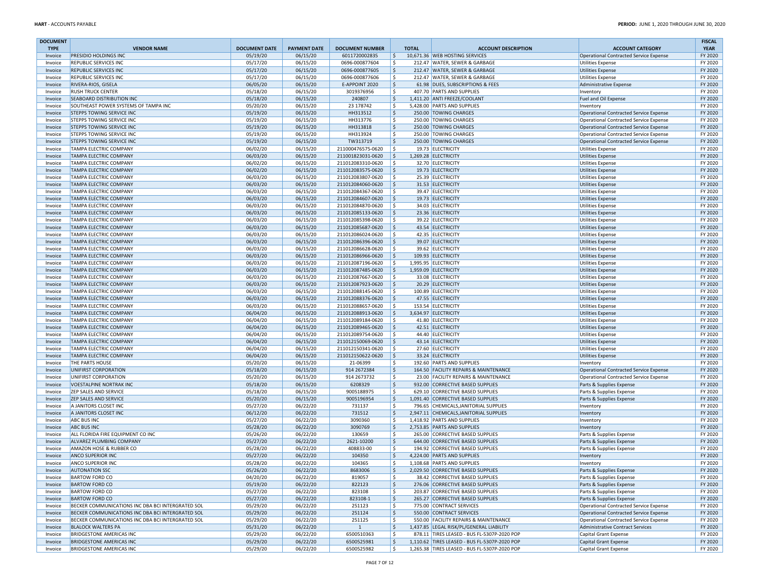| DOCUMENT TYPE | VENDOR NAME | DOCUMENT DATE | PAYMENT DATE | DOCUMENT NUMBER | TOTAL | ACCOUNT DESCRIPTION | ACCOUNT CATEGORY | FISCAL YEAR |
|---|---|---|---|---|---|---|---|---|
| Invoice | PRESIDIO HOLDINGS INC | 05/19/20 | 06/15/20 | 6011720002835 | $ 10,671.36 | WEB HOSTING SERVICES | Operational Contracted Service Expense | FY 2020 |
| Invoice | REPUBLIC SERVICES INC | 05/17/20 | 06/15/20 | 0696-000877604 | $ 212.47 | WATER, SEWER & GARBAGE | Utilities Expense | FY 2020 |
| Invoice | REPUBLIC SERVICES INC | 05/17/20 | 06/15/20 | 0696-000877605 | $ 212.47 | WATER, SEWER & GARBAGE | Utilities Expense | FY 2020 |
| Invoice | REPUBLIC SERVICES INC | 05/17/20 | 06/15/20 | 0696-000877606 | $ 212.47 | WATER, SEWER & GARBAGE | Utilities Expense | FY 2020 |
| Invoice | RIVERA-RIOS, GISELA | 06/05/20 | 06/15/20 | E-APPOINT 2020 | $ 61.98 | DUES, SUBSCRIPTIONS & FEES | Administrative Expense | FY 2020 |
| Invoice | RUSH TRUCK CENTER | 05/18/20 | 06/15/20 | 3019376956 | $ 407.70 | PARTS AND SUPPLIES | Inventory | FY 2020 |
| Invoice | SEABOARD DISTRIBUTION INC | 05/18/20 | 06/15/20 | 240807 | $ 1,411.20 | ANTI FREEZE/COOLANT | Fuel and Oil Expense | FY 2020 |
| Invoice | SOUTHEAST POWER SYSTEMS OF TAMPA INC | 05/20/20 | 06/15/20 | 23 178742 | $ 5,428.00 | PARTS AND SUPPLIES | Inventory | FY 2020 |
| Invoice | STEPPS TOWING SERVICE INC | 05/19/20 | 06/15/20 | HH313512 | $ 250.00 | TOWING CHARGES | Operational Contracted Service Expense | FY 2020 |
| Invoice | STEPPS TOWING SERVICE INC | 05/19/20 | 06/15/20 | HH313776 | $ 250.00 | TOWING CHARGES | Operational Contracted Service Expense | FY 2020 |
| Invoice | STEPPS TOWING SERVICE INC | 05/19/20 | 06/15/20 | HH313818 | $ 250.00 | TOWING CHARGES | Operational Contracted Service Expense | FY 2020 |
| Invoice | STEPPS TOWING SERVICE INC | 05/19/20 | 06/15/20 | HH313924 | $ 250.00 | TOWING CHARGES | Operational Contracted Service Expense | FY 2020 |
| Invoice | STEPPS TOWING SERVICE INC | 05/19/20 | 06/15/20 | TW313719 | $ 250.00 | TOWING CHARGES | Operational Contracted Service Expense | FY 2020 |
| Invoice | TAMPA ELECTRIC COMPANY | 06/02/20 | 06/15/20 | 211000476575-0620 | $ 19.73 | ELECTRICITY | Utilities Expense | FY 2020 |
| Invoice | TAMPA ELECTRIC COMPANY | 06/03/20 | 06/15/20 | 211001823031-0620 | $ 1,269.28 | ELECTRICITY | Utilities Expense | FY 2020 |
| Invoice | TAMPA ELECTRIC COMPANY | 06/02/20 | 06/15/20 | 211012083310-0620 | $ 32.70 | ELECTRICITY | Utilities Expense | FY 2020 |
| Invoice | TAMPA ELECTRIC COMPANY | 06/02/20 | 06/15/20 | 211012083575-0620 | $ 19.73 | ELECTRICITY | Utilities Expense | FY 2020 |
| Invoice | TAMPA ELECTRIC COMPANY | 06/03/20 | 06/15/20 | 211012083807-0620 | $ 25.39 | ELECTRICITY | Utilities Expense | FY 2020 |
| Invoice | TAMPA ELECTRIC COMPANY | 06/03/20 | 06/15/20 | 211012084060-0620 | $ 31.53 | ELECTRICITY | Utilities Expense | FY 2020 |
| Invoice | TAMPA ELECTRIC COMPANY | 06/03/20 | 06/15/20 | 211012084367-0620 | $ 39.47 | ELECTRICITY | Utilities Expense | FY 2020 |
| Invoice | TAMPA ELECTRIC COMPANY | 06/03/20 | 06/15/20 | 211012084607-0620 | $ 19.73 | ELECTRICITY | Utilities Expense | FY 2020 |
| Invoice | TAMPA ELECTRIC COMPANY | 06/03/20 | 06/15/20 | 211012084870-0620 | $ 34.03 | ELECTRICITY | Utilities Expense | FY 2020 |
| Invoice | TAMPA ELECTRIC COMPANY | 06/03/20 | 06/15/20 | 211012085133-0620 | $ 23.36 | ELECTRICITY | Utilities Expense | FY 2020 |
| Invoice | TAMPA ELECTRIC COMPANY | 06/03/20 | 06/15/20 | 211012085398-0620 | $ 39.22 | ELECTRICITY | Utilities Expense | FY 2020 |
| Invoice | TAMPA ELECTRIC COMPANY | 06/03/20 | 06/15/20 | 211012085687-0620 | $ 43.54 | ELECTRICITY | Utilities Expense | FY 2020 |
| Invoice | TAMPA ELECTRIC COMPANY | 06/03/20 | 06/15/20 | 211012086024-0620 | $ 42.35 | ELECTRICITY | Utilities Expense | FY 2020 |
| Invoice | TAMPA ELECTRIC COMPANY | 06/03/20 | 06/15/20 | 211012086396-0620 | $ 39.07 | ELECTRICITY | Utilities Expense | FY 2020 |
| Invoice | TAMPA ELECTRIC COMPANY | 06/03/20 | 06/15/20 | 211012086628-0620 | $ 39.62 | ELECTRICITY | Utilities Expense | FY 2020 |
| Invoice | TAMPA ELECTRIC COMPANY | 06/03/20 | 06/15/20 | 211012086966-0620 | $ 109.93 | ELECTRICITY | Utilities Expense | FY 2020 |
| Invoice | TAMPA ELECTRIC COMPANY | 06/03/20 | 06/15/20 | 211012087196-0620 | $ 1,995.95 | ELECTRICITY | Utilities Expense | FY 2020 |
| Invoice | TAMPA ELECTRIC COMPANY | 06/03/20 | 06/15/20 | 211012087485-0620 | $ 1,959.09 | ELECTRICITY | Utilities Expense | FY 2020 |
| Invoice | TAMPA ELECTRIC COMPANY | 06/03/20 | 06/15/20 | 211012087667-0620 | $ 33.08 | ELECTRICITY | Utilities Expense | FY 2020 |
| Invoice | TAMPA ELECTRIC COMPANY | 06/03/20 | 06/15/20 | 211012087923-0620 | $ 20.29 | ELECTRICITY | Utilities Expense | FY 2020 |
| Invoice | TAMPA ELECTRIC COMPANY | 06/03/20 | 06/15/20 | 211012088145-0620 | $ 100.89 | ELECTRICITY | Utilities Expense | FY 2020 |
| Invoice | TAMPA ELECTRIC COMPANY | 06/03/20 | 06/15/20 | 211012088376-0620 | $ 47.55 | ELECTRICITY | Utilities Expense | FY 2020 |
| Invoice | TAMPA ELECTRIC COMPANY | 06/03/20 | 06/15/20 | 211012088657-0620 | $ 153.54 | ELECTRICITY | Utilities Expense | FY 2020 |
| Invoice | TAMPA ELECTRIC COMPANY | 06/04/20 | 06/15/20 | 211012088913-0620 | $ 3,634.97 | ELECTRICITY | Utilities Expense | FY 2020 |
| Invoice | TAMPA ELECTRIC COMPANY | 06/04/20 | 06/15/20 | 211012089184-0620 | $ 41.80 | ELECTRICITY | Utilities Expense | FY 2020 |
| Invoice | TAMPA ELECTRIC COMPANY | 06/04/20 | 06/15/20 | 211012089465-0620 | $ 42.51 | ELECTRICITY | Utilities Expense | FY 2020 |
| Invoice | TAMPA ELECTRIC COMPANY | 06/04/20 | 06/15/20 | 211012089754-0620 | $ 44.40 | ELECTRICITY | Utilities Expense | FY 2020 |
| Invoice | TAMPA ELECTRIC COMPANY | 06/04/20 | 06/15/20 | 211012150069-0620 | $ 43.14 | ELECTRICITY | Utilities Expense | FY 2020 |
| Invoice | TAMPA ELECTRIC COMPANY | 06/04/20 | 06/15/20 | 211012150341-0620 | $ 27.60 | ELECTRICITY | Utilities Expense | FY 2020 |
| Invoice | TAMPA ELECTRIC COMPANY | 06/04/20 | 06/15/20 | 211012150622-0620 | $ 33.24 | ELECTRICITY | Utilities Expense | FY 2020 |
| Invoice | THE PARTS HOUSE | 05/20/20 | 06/15/20 | 21-06399 | $ 192.60 | PARTS AND SUPPLIES | Inventory | FY 2020 |
| Invoice | UNIFIRST CORPORATION | 05/18/20 | 06/15/20 | 914 2672384 | $ 164.50 | FACILITY REPAIRS & MAINTENANCE | Operational Contracted Service Expense | FY 2020 |
| Invoice | UNIFIRST CORPORATION | 05/20/20 | 06/15/20 | 914 2673732 | $ 23.00 | FACILITY REPAIRS & MAINTENANCE | Operational Contracted Service Expense | FY 2020 |
| Invoice | VOESTALPINE NORTRAK INC | 05/18/20 | 06/15/20 | 6208329 | $ 932.00 | CORRECTIVE BASED SUPPLIES | Parts & Supplies Expense | FY 2020 |
| Invoice | ZEP SALES AND SERVICE | 05/18/20 | 06/15/20 | 9005188975 | $ 629.10 | CORRECTIVE BASED SUPPLIES | Parts & Supplies Expense | FY 2020 |
| Invoice | ZEP SALES AND SERVICE | 05/20/20 | 06/15/20 | 9005196954 | $ 1,091.40 | CORRECTIVE BASED SUPPLIES | Parts & Supplies Expense | FY 2020 |
| Invoice | A JANITORS CLOSET INC | 05/27/20 | 06/22/20 | 731137 | $ 796.65 | CHEMICALS,JANITORIAL SUPPLIES | Inventory | FY 2020 |
| Invoice | A JANITORS CLOSET INC | 06/12/20 | 06/22/20 | 731512 | $ 2,947.11 | CHEMICALS,JANITORIAL SUPPLIES | Inventory | FY 2020 |
| Invoice | ABC BUS INC | 05/27/20 | 06/22/20 | 3090360 | $ 1,418.92 | PARTS AND SUPPLIES | Inventory | FY 2020 |
| Invoice | ABC BUS INC | 05/28/20 | 06/22/20 | 3090769 | $ 2,753.85 | PARTS AND SUPPLIES | Inventory | FY 2020 |
| Invoice | ALL FLORIDA FIRE EQUIPMENT CO INC | 05/26/20 | 06/22/20 | 130659 | $ 265.00 | CORRECTIVE BASED SUPPLIES | Parts & Supplies Expense | FY 2020 |
| Invoice | ALVAREZ PLUMBING COMPANY | 05/27/20 | 06/22/20 | 2621-10200 | $ 644.00 | CORRECTIVE BASED SUPPLIES | Parts & Supplies Expense | FY 2020 |
| Invoice | AMAZON HOSE & RUBBER CO | 05/28/20 | 06/22/20 | 408833-00 | $ 194.92 | CORRECTIVE BASED SUPPLIES | Parts & Supplies Expense | FY 2020 |
| Invoice | ANCO SUPERIOR INC | 05/27/20 | 06/22/20 | 104350 | $ 4,224.00 | PARTS AND SUPPLIES | Inventory | FY 2020 |
| Invoice | ANCO SUPERIOR INC | 05/28/20 | 06/22/20 | 104365 | $ 1,108.68 | PARTS AND SUPPLIES | Inventory | FY 2020 |
| Invoice | AUTONATION SSC | 05/26/20 | 06/22/20 | 8683006 | $ 2,029.50 | CORRECTIVE BASED SUPPLIES | Parts & Supplies Expense | FY 2020 |
| Invoice | BARTOW FORD CO | 04/20/20 | 06/22/20 | 819057 | $ 38.42 | CORRECTIVE BASED SUPPLIES | Parts & Supplies Expense | FY 2020 |
| Invoice | BARTOW FORD CO | 05/19/20 | 06/22/20 | 822123 | $ 276.06 | CORRECTIVE BASED SUPPLIES | Parts & Supplies Expense | FY 2020 |
| Invoice | BARTOW FORD CO | 05/27/20 | 06/22/20 | 823108 | $ 203.87 | CORRECTIVE BASED SUPPLIES | Parts & Supplies Expense | FY 2020 |
| Invoice | BARTOW FORD CO | 05/27/20 | 06/22/20 | 823108-1 | $ 265.27 | CORRECTIVE BASED SUPPLIES | Parts & Supplies Expense | FY 2020 |
| Invoice | BECKER COMMUNICATIONS INC DBA BCI INTERGRATED SOL | 05/29/20 | 06/22/20 | 251123 | $ 775.00 | CONTRACT SERVICES | Operational Contracted Service Expense | FY 2020 |
| Invoice | BECKER COMMUNICATIONS INC DBA BCI INTERGRATED SOL | 05/29/20 | 06/22/20 | 251124 | $ 550.00 | CONTRACT SERVICES | Operational Contracted Service Expense | FY 2020 |
| Invoice | BECKER COMMUNICATIONS INC DBA BCI INTERGRATED SOL | 05/29/20 | 06/22/20 | 251125 | $ 550.00 | FACILITY REPAIRS & MAINTENANCE | Operational Contracted Service Expense | FY 2020 |
| Invoice | BLALOCK WALTERS PA | 05/31/20 | 06/22/20 | 1 | $ 1,437.85 | LEGAL RISK/PL/GENERAL LIABILITY | Administrative Contract Services | FY 2020 |
| Invoice | BRIDGESTONE AMERICAS INC | 05/29/20 | 06/22/20 | 6500510363 | $ 878.11 | TIRES LEASED - BUS FL-5307P-2020 POP | Capital Grant Expense | FY 2020 |
| Invoice | BRIDGESTONE AMERICAS INC | 05/29/20 | 06/22/20 | 6500525981 | $ 1,110.62 | TIRES LEASED - BUS FL-5307P-2020 POP | Capital Grant Expense | FY 2020 |
| Invoice | BRIDGESTONE AMERICAS INC | 05/29/20 | 06/22/20 | 6500525982 | $ 1,265.38 | TIRES LEASED - BUS FL-5307P-2020 POP | Capital Grant Expense | FY 2020 |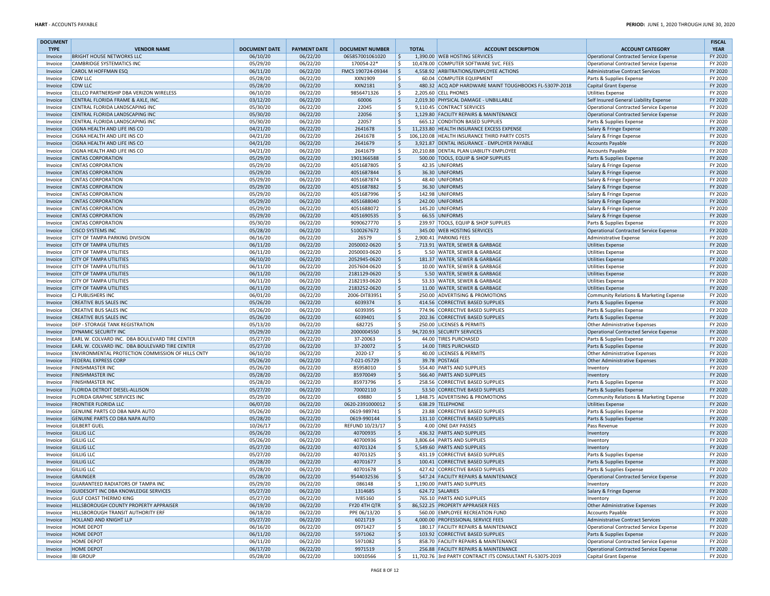| DOCUMENT TYPE | VENDOR NAME | DOCUMENT DATE | PAYMENT DATE | DOCUMENT NUMBER | TOTAL | ACCOUNT DESCRIPTION | ACCOUNT CATEGORY | FISCAL YEAR |
|---|---|---|---|---|---|---|---|---|
| Invoice | BRIGHT HOUSE NETWORKS LLC | 06/10/20 | 06/22/20 | 065857001061020 | $ 1,390.00 | WEB HOSTING SERVICES | Operational Contracted Service Expense | FY 2020 |
| Invoice | CAMBRIDGE SYSTEMATICS INC | 05/29/20 | 06/22/20 | 170054-22* | $ 10,478.00 | COMPUTER SOFTWARE SVC. FEES | Operational Contracted Service Expense | FY 2020 |
| Invoice | CAROL M HOFFMAN ESQ | 06/11/20 | 06/22/20 | FMCS 190724-09344 | $ 4,558.92 | ARBITRATIONS/EMPLOYEE ACTIONS | Administrative Contract Services | FY 2020 |
| Invoice | CDW LLC | 05/28/20 | 06/22/20 | XXN1909 | $ 60.04 | COMPUTER EQUIPMENT | Parts & Supplies Expense | FY 2020 |
| Invoice | CDW LLC | 05/28/20 | 06/22/20 | XXN2181 | $ 480.32 | ACQ ADP HARDWARE MAINT TOUGHBOOKS FL-5307P-2018 | Capital Grant Expense | FY 2020 |
| Invoice | CELLCO PARTNERSHIP DBA VERIZON WIRELESS | 06/10/20 | 06/22/20 | 9856471326 | $ 2,205.60 | CELL PHONES | Utilities Expense | FY 2020 |
| Invoice | CENTRAL FLORIDA FRAME & AXLE, INC. | 03/12/20 | 06/22/20 | 60006 | $ 2,019.30 | PHYSICAL DAMAGE - UNBILLABLE | Self Insured General Liability Expense | FY 2020 |
| Invoice | CENTRAL FLORIDA LANDSCAPING INC | 05/30/20 | 06/22/20 | 22045 | $ 9,110.45 | CONTRACT SERVICES | Operational Contracted Service Expense | FY 2020 |
| Invoice | CENTRAL FLORIDA LANDSCAPING INC | 05/30/20 | 06/22/20 | 22056 | $ 1,129.80 | FACILITY REPAIRS & MAINTENANCE | Operational Contracted Service Expense | FY 2020 |
| Invoice | CENTRAL FLORIDA LANDSCAPING INC | 05/30/20 | 06/22/20 | 22057 | $ 665.12 | CONDITION BASED SUPPLIES | Parts & Supplies Expense | FY 2020 |
| Invoice | CIGNA HEALTH AND LIFE INS CO | 04/21/20 | 06/22/20 | 2641678 | $ 11,233.80 | HEALTH INSURANCE EXCESS EXPENSE | Salary & Fringe Expense | FY 2020 |
| Invoice | CIGNA HEALTH AND LIFE INS CO | 04/21/20 | 06/22/20 | 2641678 | $ 106,120.08 | HEALTH INSURANCE THIRD PARTY COSTS | Salary & Fringe Expense | FY 2020 |
| Invoice | CIGNA HEALTH AND LIFE INS CO | 04/21/20 | 06/22/20 | 2641679 | $ 3,921.87 | DENTAL INSURANCE - EMPLOYER PAYABLE | Accounts Payable | FY 2020 |
| Invoice | CIGNA HEALTH AND LIFE INS CO | 04/21/20 | 06/22/20 | 2641679 | $ 20,210.88 | DENTAL PLAN LIABILITY-EMPLOYEE | Accounts Payable | FY 2020 |
| Invoice | CINTAS CORPORATION | 05/29/20 | 06/22/20 | 1901366588 | $ 500.00 | TOOLS, EQUIP & SHOP SUPPLIES | Parts & Supplies Expense | FY 2020 |
| Invoice | CINTAS CORPORATION | 05/29/20 | 06/22/20 | 4051687805 | $ 42.35 | UNIFORMS | Salary & Fringe Expense | FY 2020 |
| Invoice | CINTAS CORPORATION | 05/29/20 | 06/22/20 | 4051687844 | $ 36.30 | UNIFORMS | Salary & Fringe Expense | FY 2020 |
| Invoice | CINTAS CORPORATION | 05/29/20 | 06/22/20 | 4051687874 | $ 48.40 | UNIFORMS | Salary & Fringe Expense | FY 2020 |
| Invoice | CINTAS CORPORATION | 05/29/20 | 06/22/20 | 4051687882 | $ 36.30 | UNIFORMS | Salary & Fringe Expense | FY 2020 |
| Invoice | CINTAS CORPORATION | 05/29/20 | 06/22/20 | 4051687996 | $ 142.98 | UNIFORMS | Salary & Fringe Expense | FY 2020 |
| Invoice | CINTAS CORPORATION | 05/29/20 | 06/22/20 | 4051688040 | $ 242.00 | UNIFORMS | Salary & Fringe Expense | FY 2020 |
| Invoice | CINTAS CORPORATION | 05/29/20 | 06/22/20 | 4051688072 | $ 145.20 | UNIFORMS | Salary & Fringe Expense | FY 2020 |
| Invoice | CINTAS CORPORATION | 05/29/20 | 06/22/20 | 4051690535 | $ 66.55 | UNIFORMS | Salary & Fringe Expense | FY 2020 |
| Invoice | CINTAS CORPORATION | 05/30/20 | 06/22/20 | 9090627770 | $ 239.97 | TOOLS, EQUIP & SHOP SUPPLIES | Parts & Supplies Expense | FY 2020 |
| Invoice | CISCO SYSTEMS INC | 05/28/20 | 06/22/20 | 5100267672 | $ 345.00 | WEB HOSTING SERVICES | Operational Contracted Service Expense | FY 2020 |
| Invoice | CITY OF TAMPA PARKING DIVISION | 06/16/20 | 06/22/20 | 26579 | $ 2,900.41 | PARKING FEES | Administrative Expense | FY 2020 |
| Invoice | CITY OF TAMPA UTILITIES | 06/11/20 | 06/22/20 | 2050002-0620 | $ 713.91 | WATER, SEWER & GARBAGE | Utilities Expense | FY 2020 |
| Invoice | CITY OF TAMPA UTILITIES | 06/11/20 | 06/22/20 | 2050003-0620 | $ 5.50 | WATER, SEWER & GARBAGE | Utilities Expense | FY 2020 |
| Invoice | CITY OF TAMPA UTILITIES | 06/10/20 | 06/22/20 | 2052945-0620 | $ 181.37 | WATER, SEWER & GARBAGE | Utilities Expense | FY 2020 |
| Invoice | CITY OF TAMPA UTILITIES | 06/11/20 | 06/22/20 | 2057604-0620 | $ 10.00 | WATER, SEWER & GARBAGE | Utilities Expense | FY 2020 |
| Invoice | CITY OF TAMPA UTILITIES | 06/11/20 | 06/22/20 | 2181129-0620 | $ 5.50 | WATER, SEWER & GARBAGE | Utilities Expense | FY 2020 |
| Invoice | CITY OF TAMPA UTILITIES | 06/11/20 | 06/22/20 | 2182193-0620 | $ 53.33 | WATER, SEWER & GARBAGE | Utilities Expense | FY 2020 |
| Invoice | CITY OF TAMPA UTILITIES | 06/11/20 | 06/22/20 | 2183252-0620 | $ 11.00 | WATER, SEWER & GARBAGE | Utilities Expense | FY 2020 |
| Invoice | CJ PUBLISHERS INC | 06/01/20 | 06/22/20 | 2006-DIT83951 | $ 250.00 | ADVERTISING & PROMOTIONS | Community Relations & Marketing Expense | FY 2020 |
| Invoice | CREATIVE BUS SALES INC | 05/26/20 | 06/22/20 | 6039374 | $ 414.56 | CORRECTIVE BASED SUPPLIES | Parts & Supplies Expense | FY 2020 |
| Invoice | CREATIVE BUS SALES INC | 05/26/20 | 06/22/20 | 6039395 | $ 774.96 | CORRECTIVE BASED SUPPLIES | Parts & Supplies Expense | FY 2020 |
| Invoice | CREATIVE BUS SALES INC | 05/26/20 | 06/22/20 | 6039401 | $ 202.36 | CORRECTIVE BASED SUPPLIES | Parts & Supplies Expense | FY 2020 |
| Invoice | DEP - STORAGE TANK REGISTRATION | 05/13/20 | 06/22/20 | 682725 | $ 250.00 | LICENSES & PERMITS | Other Administrative Expenses | FY 2020 |
| Invoice | DYNAMIC SECURITY INC | 05/29/20 | 06/22/20 | 2000004550 | $ 94,720.93 | SECURITY SERVICES | Operational Contracted Service Expense | FY 2020 |
| Invoice | EARL W. COLVARD INC. DBA BOULEVARD TIRE CENTER | 05/27/20 | 06/22/20 | 37-20063 | $ 44.00 | TIRES PURCHASED | Parts & Supplies Expense | FY 2020 |
| Invoice | EARL W. COLVARD INC. DBA BOULEVARD TIRE CENTER | 05/27/20 | 06/22/20 | 37-20072 | $ 14.00 | TIRES PURCHASED | Parts & Supplies Expense | FY 2020 |
| Invoice | ENVIRONMENTAL PROTECTION COMMISSION OF HILLS CNTY | 06/10/20 | 06/22/20 | 2020-17 | $ 40.00 | LICENSES & PERMITS | Other Administrative Expenses | FY 2020 |
| Invoice | FEDERAL EXPRESS CORP | 05/26/20 | 06/22/20 | 7-021-05729 | $ 39.78 | POSTAGE | Other Administrative Expenses | FY 2020 |
| Invoice | FINISHMASTER INC | 05/26/20 | 06/22/20 | 85958010 | $ 554.40 | PARTS AND SUPPLIES | Inventory | FY 2020 |
| Invoice | FINISHMASTER INC | 05/28/20 | 06/22/20 | 85970049 | $ 566.40 | PARTS AND SUPPLIES | Inventory | FY 2020 |
| Invoice | FINISHMASTER INC | 05/28/20 | 06/22/20 | 85973796 | $ 258.56 | CORRECTIVE BASED SUPPLIES | Parts & Supplies Expense | FY 2020 |
| Invoice | FLORIDA DETROIT DIESEL-ALLISON | 05/27/20 | 06/22/20 | 70002110 | $ 53.50 | CORRECTIVE BASED SUPPLIES | Parts & Supplies Expense | FY 2020 |
| Invoice | FLORIDA GRAPHIC SERVICES INC | 05/29/20 | 06/22/20 | 69880 | $ 1,848.75 | ADVERTISING & PROMOTIONS | Community Relations & Marketing Expense | FY 2020 |
| Invoice | FRONTIER FLORIDA LLC | 06/07/20 | 06/22/20 | 0620-2391000012 | $ 638.29 | TELEPHONE | Utilities Expense | FY 2020 |
| Invoice | GENUINE PARTS CO DBA NAPA AUTO | 05/26/20 | 06/22/20 | 0619-989741 | $ 23.88 | CORRECTIVE BASED SUPPLIES | Parts & Supplies Expense | FY 2020 |
| Invoice | GENUINE PARTS CO DBA NAPA AUTO | 05/28/20 | 06/22/20 | 0619-990144 | $ 131.10 | CORRECTIVE BASED SUPPLIES | Parts & Supplies Expense | FY 2020 |
| Invoice | GILBERT GUEL | 10/26/17 | 06/22/20 | REFUND 10/23/17 | $ 4.00 | ONE DAY PASSES | Pass Revenue | FY 2020 |
| Invoice | GILLIG LLC | 05/26/20 | 06/22/20 | 40700935 | $ 436.32 | PARTS AND SUPPLIES | Inventory | FY 2020 |
| Invoice | GILLIG LLC | 05/26/20 | 06/22/20 | 40700936 | $ 3,806.64 | PARTS AND SUPPLIES | Inventory | FY 2020 |
| Invoice | GILLIG LLC | 05/27/20 | 06/22/20 | 40701324 | $ 5,549.60 | PARTS AND SUPPLIES | Inventory | FY 2020 |
| Invoice | GILLIG LLC | 05/27/20 | 06/22/20 | 40701325 | $ 431.19 | CORRECTIVE BASED SUPPLIES | Parts & Supplies Expense | FY 2020 |
| Invoice | GILLIG LLC | 05/28/20 | 06/22/20 | 40701677 | $ 100.41 | CORRECTIVE BASED SUPPLIES | Parts & Supplies Expense | FY 2020 |
| Invoice | GILLIG LLC | 05/28/20 | 06/22/20 | 40701678 | $ 427.42 | CORRECTIVE BASED SUPPLIES | Parts & Supplies Expense | FY 2020 |
| Invoice | GRAINGER | 05/28/20 | 06/22/20 | 9544032536 | $ 547.24 | FACILITY REPAIRS & MAINTENANCE | Operational Contracted Service Expense | FY 2020 |
| Invoice | GUARANTEED RADIATORS OF TAMPA INC | 05/29/20 | 06/22/20 | 086148 | $ 1,190.00 | PARTS AND SUPPLIES | Inventory | FY 2020 |
| Invoice | GUIDESOFT INC DBA KNOWLEDGE SERVICES | 05/27/20 | 06/22/20 | 1314685 | $ 624.72 | SALARIES | Salary & Fringe Expense | FY 2020 |
| Invoice | GULF COAST THERMO KING | 05/27/20 | 06/22/20 | IV85160 | $ 765.10 | PARTS AND SUPPLIES | Inventory | FY 2020 |
| Invoice | HILLSBOROUGH COUNTY PROPERTY APPRAISER | 06/19/20 | 06/22/20 | FY20 4TH QTR | $ 86,522.25 | PROPERTY APPRAISER FEES | Other Administrative Expenses | FY 2020 |
| Invoice | HILLSBOROUGH TRANSIT AUTHORITY ERF | 06/18/20 | 06/22/20 | PPE 06/13/20 | $ 560.00 | EMPLOYEE RECREATION FUND | Accounts Payable | FY 2020 |
| Invoice | HOLLAND AND KNIGHT LLP | 05/27/20 | 06/22/20 | 6021719 | $ 4,000.00 | PROFESSIONAL SERVICE FEES | Administrative Contract Services | FY 2020 |
| Invoice | HOME DEPOT | 06/16/20 | 06/22/20 | 0971427 | $ 180.17 | FACILITY REPAIRS & MAINTENANCE | Operational Contracted Service Expense | FY 2020 |
| Invoice | HOME DEPOT | 06/11/20 | 06/22/20 | 5971062 | $ 103.92 | CORRECTIVE BASED SUPPLIES | Parts & Supplies Expense | FY 2020 |
| Invoice | HOME DEPOT | 06/11/20 | 06/22/20 | 5971082 | $ 858.70 | FACILITY REPAIRS & MAINTENANCE | Operational Contracted Service Expense | FY 2020 |
| Invoice | HOME DEPOT | 06/17/20 | 06/22/20 | 9971519 | $ 256.88 | FACILITY REPAIRS & MAINTENANCE | Operational Contracted Service Expense | FY 2020 |
| Invoice | IBI GROUP | 05/28/20 | 06/22/20 | 10010566 | $ 11,702.76 | 3rd PARTY CONTRACT ITS CONSULTANT FL-5307S-2019 | Capital Grant Expense | FY 2020 |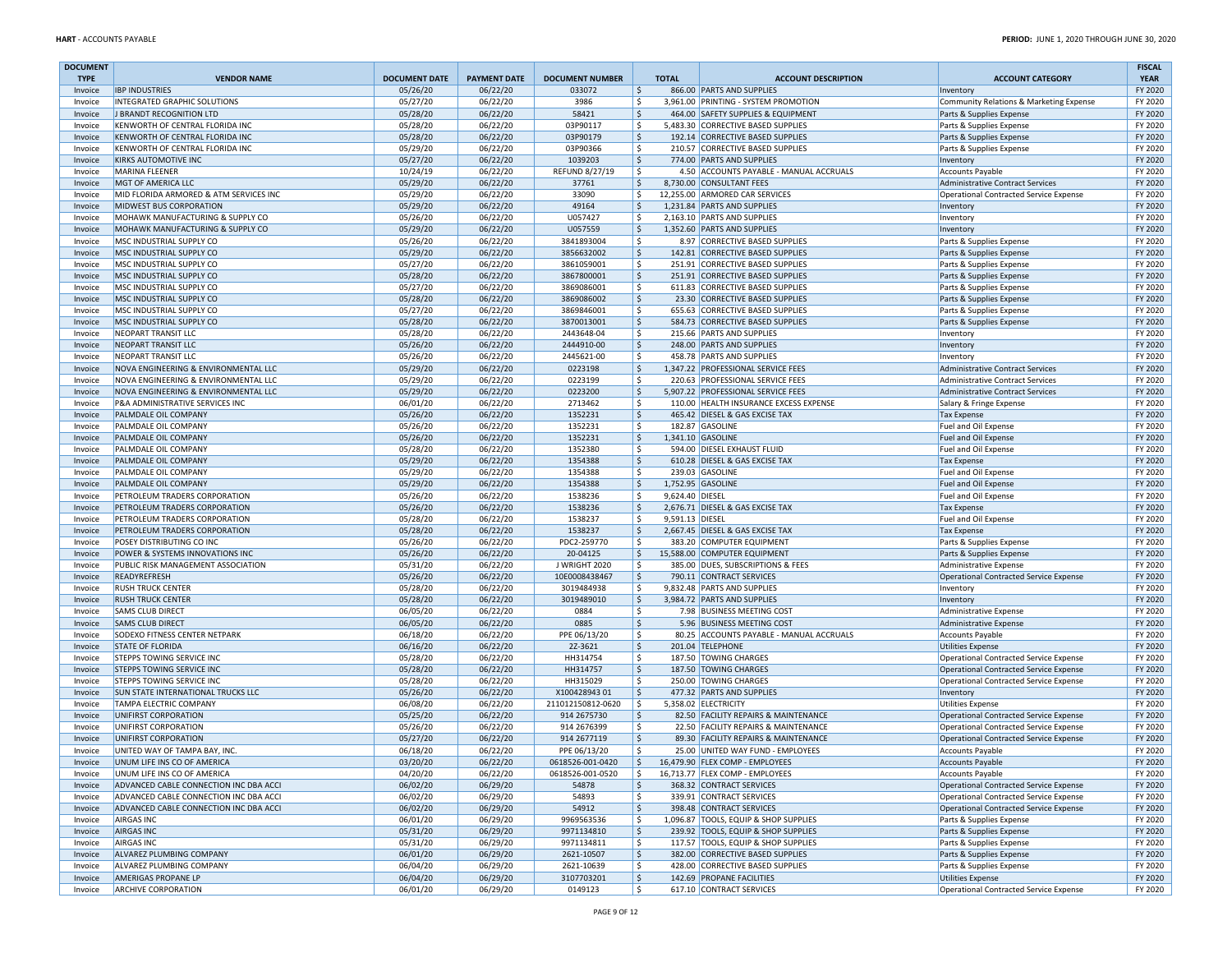| DOCUMENT TYPE | VENDOR NAME | DOCUMENT DATE | PAYMENT DATE | DOCUMENT NUMBER | TOTAL | ACCOUNT DESCRIPTION | ACCOUNT CATEGORY | FISCAL YEAR |
|---|---|---|---|---|---|---|---|---|
| Invoice | IBP INDUSTRIES | 05/26/20 | 06/22/20 | 033072 | $ 866.00 | PARTS AND SUPPLIES | Inventory | FY 2020 |
| Invoice | INTEGRATED GRAPHIC SOLUTIONS | 05/27/20 | 06/22/20 | 3986 | $ 3,961.00 | PRINTING - SYSTEM PROMOTION | Community Relations & Marketing Expense | FY 2020 |
| Invoice | J BRANDT RECOGNITION LTD | 05/28/20 | 06/22/20 | 58421 | $ 464.00 | SAFETY SUPPLIES & EQUIPMENT | Parts & Supplies Expense | FY 2020 |
| Invoice | KENWORTH OF CENTRAL FLORIDA INC | 05/28/20 | 06/22/20 | 03P90117 | $ 5,483.30 | CORRECTIVE BASED SUPPLIES | Parts & Supplies Expense | FY 2020 |
| Invoice | KENWORTH OF CENTRAL FLORIDA INC | 05/28/20 | 06/22/20 | 03P90179 | $ 192.14 | CORRECTIVE BASED SUPPLIES | Parts & Supplies Expense | FY 2020 |
| Invoice | KENWORTH OF CENTRAL FLORIDA INC | 05/29/20 | 06/22/20 | 03P90366 | $ 210.57 | CORRECTIVE BASED SUPPLIES | Parts & Supplies Expense | FY 2020 |
| Invoice | KIRKS AUTOMOTIVE INC | 05/27/20 | 06/22/20 | 1039203 | $ 774.00 | PARTS AND SUPPLIES | Inventory | FY 2020 |
| Invoice | MARINA FLEENER | 10/24/19 | 06/22/20 | REFUND 8/27/19 | $ 4.50 | ACCOUNTS PAYABLE - MANUAL ACCRUALS | Accounts Payable | FY 2020 |
| Invoice | MGT OF AMERICA LLC | 05/29/20 | 06/22/20 | 37761 | $ 8,730.00 | CONSULTANT FEES | Administrative Contract Services | FY 2020 |
| Invoice | MID FLORIDA ARMORED & ATM SERVICES INC | 05/29/20 | 06/22/20 | 33090 | $ 12,255.00 | ARMORED CAR SERVICES | Operational Contracted Service Expense | FY 2020 |
| Invoice | MIDWEST BUS CORPORATION | 05/29/20 | 06/22/20 | 49164 | $ 1,231.84 | PARTS AND SUPPLIES | Inventory | FY 2020 |
| Invoice | MOHAWK MANUFACTURING & SUPPLY CO | 05/26/20 | 06/22/20 | U057427 | $ 2,163.10 | PARTS AND SUPPLIES | Inventory | FY 2020 |
| Invoice | MOHAWK MANUFACTURING & SUPPLY CO | 05/29/20 | 06/22/20 | U057559 | $ 1,352.60 | PARTS AND SUPPLIES | Inventory | FY 2020 |
| Invoice | MSC INDUSTRIAL SUPPLY CO | 05/26/20 | 06/22/20 | 3841893004 | $ 8.97 | CORRECTIVE BASED SUPPLIES | Parts & Supplies Expense | FY 2020 |
| Invoice | MSC INDUSTRIAL SUPPLY CO | 05/29/20 | 06/22/20 | 3856632002 | $ 142.81 | CORRECTIVE BASED SUPPLIES | Parts & Supplies Expense | FY 2020 |
| Invoice | MSC INDUSTRIAL SUPPLY CO | 05/27/20 | 06/22/20 | 3861059001 | $ 251.91 | CORRECTIVE BASED SUPPLIES | Parts & Supplies Expense | FY 2020 |
| Invoice | MSC INDUSTRIAL SUPPLY CO | 05/28/20 | 06/22/20 | 3867800001 | $ 251.91 | CORRECTIVE BASED SUPPLIES | Parts & Supplies Expense | FY 2020 |
| Invoice | MSC INDUSTRIAL SUPPLY CO | 05/27/20 | 06/22/20 | 3869086001 | $ 611.83 | CORRECTIVE BASED SUPPLIES | Parts & Supplies Expense | FY 2020 |
| Invoice | MSC INDUSTRIAL SUPPLY CO | 05/28/20 | 06/22/20 | 3869086002 | $ 23.30 | CORRECTIVE BASED SUPPLIES | Parts & Supplies Expense | FY 2020 |
| Invoice | MSC INDUSTRIAL SUPPLY CO | 05/27/20 | 06/22/20 | 3869846001 | $ 655.63 | CORRECTIVE BASED SUPPLIES | Parts & Supplies Expense | FY 2020 |
| Invoice | MSC INDUSTRIAL SUPPLY CO | 05/28/20 | 06/22/20 | 3870013001 | $ 584.73 | CORRECTIVE BASED SUPPLIES | Parts & Supplies Expense | FY 2020 |
| Invoice | NEOPART TRANSIT LLC | 05/28/20 | 06/22/20 | 2443648-04 | $ 215.66 | PARTS AND SUPPLIES | Inventory | FY 2020 |
| Invoice | NEOPART TRANSIT LLC | 05/26/20 | 06/22/20 | 2444910-00 | $ 248.00 | PARTS AND SUPPLIES | Inventory | FY 2020 |
| Invoice | NEOPART TRANSIT LLC | 05/26/20 | 06/22/20 | 2445621-00 | $ 458.78 | PARTS AND SUPPLIES | Inventory | FY 2020 |
| Invoice | NOVA ENGINEERING & ENVIRONMENTAL LLC | 05/29/20 | 06/22/20 | 0223198 | $ 1,347.22 | PROFESSIONAL SERVICE FEES | Administrative Contract Services | FY 2020 |
| Invoice | NOVA ENGINEERING & ENVIRONMENTAL LLC | 05/29/20 | 06/22/20 | 0223199 | $ 220.63 | PROFESSIONAL SERVICE FEES | Administrative Contract Services | FY 2020 |
| Invoice | NOVA ENGINEERING & ENVIRONMENTAL LLC | 05/29/20 | 06/22/20 | 0223200 | $ 5,907.22 | PROFESSIONAL SERVICE FEES | Administrative Contract Services | FY 2020 |
| Invoice | P&A ADMINISTRATIVE SERVICES INC | 06/01/20 | 06/22/20 | 2713462 | $ 110.00 | HEALTH INSURANCE EXCESS EXPENSE | Salary & Fringe Expense | FY 2020 |
| Invoice | PALMDALE OIL COMPANY | 05/26/20 | 06/22/20 | 1352231 | $ 465.42 | DIESEL & GAS EXCISE TAX | Tax Expense | FY 2020 |
| Invoice | PALMDALE OIL COMPANY | 05/26/20 | 06/22/20 | 1352231 | $ 182.87 | GASOLINE | Fuel and Oil Expense | FY 2020 |
| Invoice | PALMDALE OIL COMPANY | 05/26/20 | 06/22/20 | 1352231 | $ 1,341.10 | GASOLINE | Fuel and Oil Expense | FY 2020 |
| Invoice | PALMDALE OIL COMPANY | 05/28/20 | 06/22/20 | 1352380 | $ 594.00 | DIESEL EXHAUST FLUID | Fuel and Oil Expense | FY 2020 |
| Invoice | PALMDALE OIL COMPANY | 05/29/20 | 06/22/20 | 1354388 | $ 610.28 | DIESEL & GAS EXCISE TAX | Tax Expense | FY 2020 |
| Invoice | PALMDALE OIL COMPANY | 05/29/20 | 06/22/20 | 1354388 | $ 239.03 | GASOLINE | Fuel and Oil Expense | FY 2020 |
| Invoice | PALMDALE OIL COMPANY | 05/29/20 | 06/22/20 | 1354388 | $ 1,752.95 | GASOLINE | Fuel and Oil Expense | FY 2020 |
| Invoice | PETROLEUM TRADERS CORPORATION | 05/26/20 | 06/22/20 | 1538236 | $ 9,624.40 | DIESEL | Fuel and Oil Expense | FY 2020 |
| Invoice | PETROLEUM TRADERS CORPORATION | 05/26/20 | 06/22/20 | 1538236 | $ 2,676.71 | DIESEL & GAS EXCISE TAX | Tax Expense | FY 2020 |
| Invoice | PETROLEUM TRADERS CORPORATION | 05/28/20 | 06/22/20 | 1538237 | $ 9,591.13 | DIESEL | Fuel and Oil Expense | FY 2020 |
| Invoice | PETROLEUM TRADERS CORPORATION | 05/28/20 | 06/22/20 | 1538237 | $ 2,667.45 | DIESEL & GAS EXCISE TAX | Tax Expense | FY 2020 |
| Invoice | POSEY DISTRIBUTING CO INC | 05/26/20 | 06/22/20 | PDC2-259770 | $ 383.20 | COMPUTER EQUIPMENT | Parts & Supplies Expense | FY 2020 |
| Invoice | POWER & SYSTEMS INNOVATIONS INC | 05/26/20 | 06/22/20 | 20-04125 | $ 15,588.00 | COMPUTER EQUIPMENT | Parts & Supplies Expense | FY 2020 |
| Invoice | PUBLIC RISK MANAGEMENT ASSOCIATION | 05/31/20 | 06/22/20 | J WRIGHT 2020 | $ 385.00 | DUES, SUBSCRIPTIONS & FEES | Administrative Expense | FY 2020 |
| Invoice | READYREFRESH | 05/26/20 | 06/22/20 | 10E0008438467 | $ 790.11 | CONTRACT SERVICES | Operational Contracted Service Expense | FY 2020 |
| Invoice | RUSH TRUCK CENTER | 05/28/20 | 06/22/20 | 3019484938 | $ 9,832.48 | PARTS AND SUPPLIES | Inventory | FY 2020 |
| Invoice | RUSH TRUCK CENTER | 05/28/20 | 06/22/20 | 3019489010 | $ 3,984.72 | PARTS AND SUPPLIES | Inventory | FY 2020 |
| Invoice | SAMS CLUB DIRECT | 06/05/20 | 06/22/20 | 0884 | $ 7.98 | BUSINESS MEETING COST | Administrative Expense | FY 2020 |
| Invoice | SAMS CLUB DIRECT | 06/05/20 | 06/22/20 | 0885 | $ 5.96 | BUSINESS MEETING COST | Administrative Expense | FY 2020 |
| Invoice | SODEXO FITNESS CENTER NETPARK | 06/18/20 | 06/22/20 | PPE 06/13/20 | $ 80.25 | ACCOUNTS PAYABLE - MANUAL ACCRUALS | Accounts Payable | FY 2020 |
| Invoice | STATE OF FLORIDA | 06/16/20 | 06/22/20 | 2Z-3621 | $ 201.04 | TELEPHONE | Utilities Expense | FY 2020 |
| Invoice | STEPPS TOWING SERVICE INC | 05/28/20 | 06/22/20 | HH314754 | $ 187.50 | TOWING CHARGES | Operational Contracted Service Expense | FY 2020 |
| Invoice | STEPPS TOWING SERVICE INC | 05/28/20 | 06/22/20 | HH314757 | $ 187.50 | TOWING CHARGES | Operational Contracted Service Expense | FY 2020 |
| Invoice | STEPPS TOWING SERVICE INC | 05/28/20 | 06/22/20 | HH315029 | $ 250.00 | TOWING CHARGES | Operational Contracted Service Expense | FY 2020 |
| Invoice | SUN STATE INTERNATIONAL TRUCKS LLC | 05/26/20 | 06/22/20 | X100428943 01 | $ 477.32 | PARTS AND SUPPLIES | Inventory | FY 2020 |
| Invoice | TAMPA ELECTRIC COMPANY | 06/08/20 | 06/22/20 | 211012150812-0620 | $ 5,358.02 | ELECTRICITY | Utilities Expense | FY 2020 |
| Invoice | UNIFIRST CORPORATION | 05/25/20 | 06/22/20 | 914 2675730 | $ 82.50 | FACILITY REPAIRS & MAINTENANCE | Operational Contracted Service Expense | FY 2020 |
| Invoice | UNIFIRST CORPORATION | 05/26/20 | 06/22/20 | 914 2676399 | $ 22.50 | FACILITY REPAIRS & MAINTENANCE | Operational Contracted Service Expense | FY 2020 |
| Invoice | UNIFIRST CORPORATION | 05/27/20 | 06/22/20 | 914 2677119 | $ 89.30 | FACILITY REPAIRS & MAINTENANCE | Operational Contracted Service Expense | FY 2020 |
| Invoice | UNITED WAY OF TAMPA BAY, INC. | 06/18/20 | 06/22/20 | PPE 06/13/20 | $ 25.00 | UNITED WAY FUND - EMPLOYEES | Accounts Payable | FY 2020 |
| Invoice | UNUM LIFE INS CO OF AMERICA | 03/20/20 | 06/22/20 | 0618526-001-0420 | $ 16,479.90 | FLEX COMP - EMPLOYEES | Accounts Payable | FY 2020 |
| Invoice | UNUM LIFE INS CO OF AMERICA | 04/20/20 | 06/22/20 | 0618526-001-0520 | $ 16,713.77 | FLEX COMP - EMPLOYEES | Accounts Payable | FY 2020 |
| Invoice | ADVANCED CABLE CONNECTION INC DBA ACCI | 06/02/20 | 06/29/20 | 54878 | $ 368.32 | CONTRACT SERVICES | Operational Contracted Service Expense | FY 2020 |
| Invoice | ADVANCED CABLE CONNECTION INC DBA ACCI | 06/02/20 | 06/29/20 | 54893 | $ 339.91 | CONTRACT SERVICES | Operational Contracted Service Expense | FY 2020 |
| Invoice | ADVANCED CABLE CONNECTION INC DBA ACCI | 06/02/20 | 06/29/20 | 54912 | $ 398.48 | CONTRACT SERVICES | Operational Contracted Service Expense | FY 2020 |
| Invoice | AIRGAS INC | 06/01/20 | 06/29/20 | 9969563536 | $ 1,096.87 | TOOLS, EQUIP & SHOP SUPPLIES | Parts & Supplies Expense | FY 2020 |
| Invoice | AIRGAS INC | 05/31/20 | 06/29/20 | 9971134810 | $ 239.92 | TOOLS, EQUIP & SHOP SUPPLIES | Parts & Supplies Expense | FY 2020 |
| Invoice | AIRGAS INC | 05/31/20 | 06/29/20 | 9971134811 | $ 117.57 | TOOLS, EQUIP & SHOP SUPPLIES | Parts & Supplies Expense | FY 2020 |
| Invoice | ALVAREZ PLUMBING COMPANY | 06/01/20 | 06/29/20 | 2621-10507 | $ 382.00 | CORRECTIVE BASED SUPPLIES | Parts & Supplies Expense | FY 2020 |
| Invoice | ALVAREZ PLUMBING COMPANY | 06/04/20 | 06/29/20 | 2621-10639 | $ 428.00 | CORRECTIVE BASED SUPPLIES | Parts & Supplies Expense | FY 2020 |
| Invoice | AMERIGAS PROPANE LP | 06/04/20 | 06/29/20 | 3107703201 | $ 142.69 | PROPANE FACILITIES | Utilities Expense | FY 2020 |
| Invoice | ARCHIVE CORPORATION | 06/01/20 | 06/29/20 | 0149123 | $ 617.10 | CONTRACT SERVICES | Operational Contracted Service Expense | FY 2020 |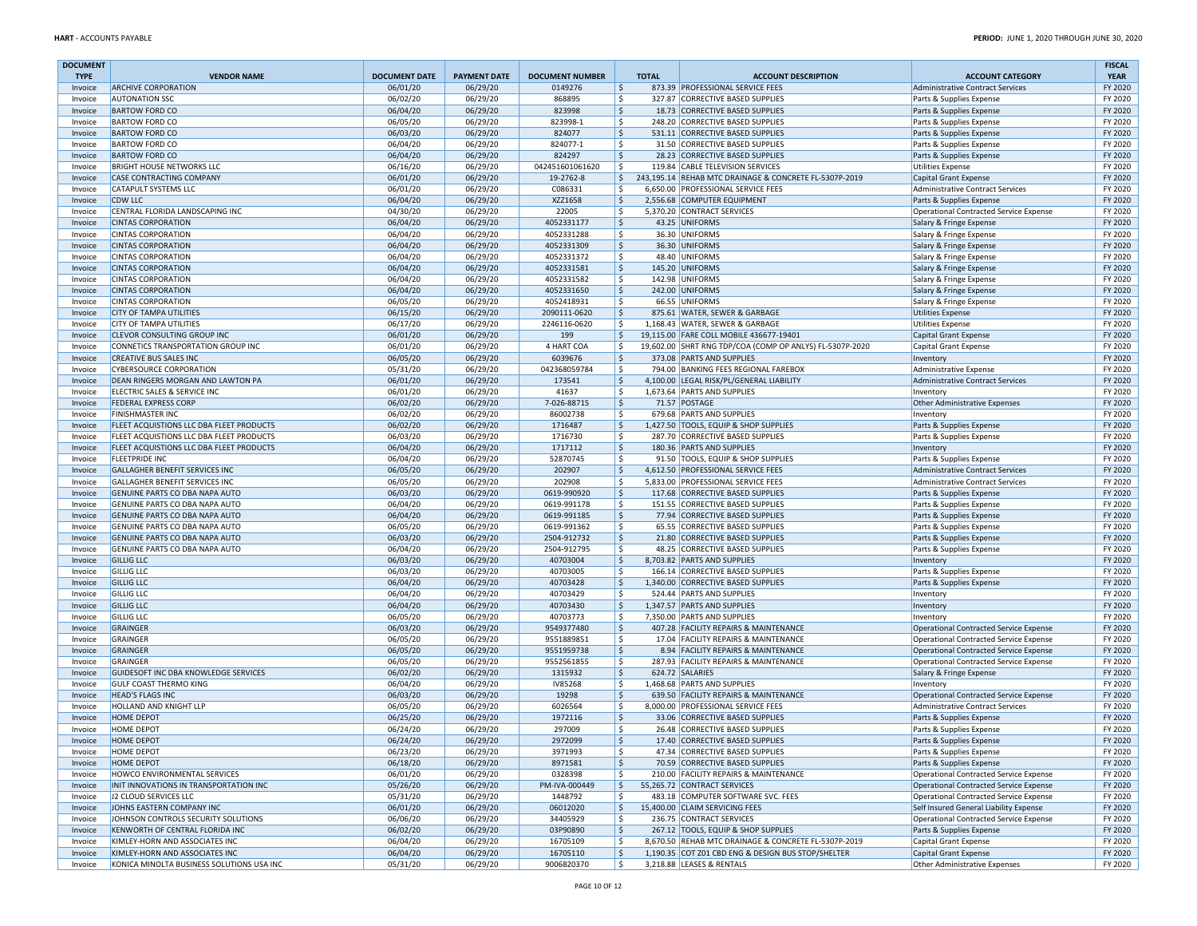| DOCUMENT TYPE | VENDOR NAME | DOCUMENT DATE | PAYMENT DATE | DOCUMENT NUMBER | TOTAL | ACCOUNT DESCRIPTION | ACCOUNT CATEGORY | FISCAL YEAR |
|---|---|---|---|---|---|---|---|---|
| Invoice | ARCHIVE CORPORATION | 06/01/20 | 06/29/20 | 0149276 | $ 873.39 | PROFESSIONAL SERVICE FEES | Administrative Contract Services | FY 2020 |
| Invoice | AUTONATION SSC | 06/02/20 | 06/29/20 | 868895 | $ 327.87 | CORRECTIVE BASED SUPPLIES | Parts & Supplies Expense | FY 2020 |
| Invoice | BARTOW FORD CO | 06/04/20 | 06/29/20 | 823998 | $ 18.73 | CORRECTIVE BASED SUPPLIES | Parts & Supplies Expense | FY 2020 |
| Invoice | BARTOW FORD CO | 06/05/20 | 06/29/20 | 823998-1 | $ 248.20 | CORRECTIVE BASED SUPPLIES | Parts & Supplies Expense | FY 2020 |
| Invoice | BARTOW FORD CO | 06/03/20 | 06/29/20 | 824077 | $ 531.11 | CORRECTIVE BASED SUPPLIES | Parts & Supplies Expense | FY 2020 |
| Invoice | BARTOW FORD CO | 06/04/20 | 06/29/20 | 824077-1 | $ 31.50 | CORRECTIVE BASED SUPPLIES | Parts & Supplies Expense | FY 2020 |
| Invoice | BARTOW FORD CO | 06/04/20 | 06/29/20 | 824297 | $ 28.23 | CORRECTIVE BASED SUPPLIES | Parts & Supplies Expense | FY 2020 |
| Invoice | BRIGHT HOUSE NETWORKS LLC | 06/16/20 | 06/29/20 | 042451601061620 | $ 119.84 | CABLE TELEVISION SERVICES | Utilities Expense | FY 2020 |
| Invoice | CASE CONTRACTING COMPANY | 06/01/20 | 06/29/20 | 19-2762-8 | $ 243,195.14 | REHAB MTC DRAINAGE & CONCRETE FL-5307P-2019 | Capital Grant Expense | FY 2020 |
| Invoice | CATAPULT SYSTEMS LLC | 06/01/20 | 06/29/20 | C086331 | $ 6,650.00 | PROFESSIONAL SERVICE FEES | Administrative Contract Services | FY 2020 |
| Invoice | CDW LLC | 06/04/20 | 06/29/20 | XZZ1658 | $ 2,556.68 | COMPUTER EQUIPMENT | Parts & Supplies Expense | FY 2020 |
| Invoice | CENTRAL FLORIDA LANDSCAPING INC | 04/30/20 | 06/29/20 | 22005 | $ 5,370.20 | CONTRACT SERVICES | Operational Contracted Service Expense | FY 2020 |
| Invoice | CINTAS CORPORATION | 06/04/20 | 06/29/20 | 4052331177 | $ 43.25 | UNIFORMS | Salary & Fringe Expense | FY 2020 |
| Invoice | CINTAS CORPORATION | 06/04/20 | 06/29/20 | 4052331288 | $ 36.30 | UNIFORMS | Salary & Fringe Expense | FY 2020 |
| Invoice | CINTAS CORPORATION | 06/04/20 | 06/29/20 | 4052331309 | $ 36.30 | UNIFORMS | Salary & Fringe Expense | FY 2020 |
| Invoice | CINTAS CORPORATION | 06/04/20 | 06/29/20 | 4052331372 | $ 48.40 | UNIFORMS | Salary & Fringe Expense | FY 2020 |
| Invoice | CINTAS CORPORATION | 06/04/20 | 06/29/20 | 4052331581 | $ 145.20 | UNIFORMS | Salary & Fringe Expense | FY 2020 |
| Invoice | CINTAS CORPORATION | 06/04/20 | 06/29/20 | 4052331582 | $ 142.98 | UNIFORMS | Salary & Fringe Expense | FY 2020 |
| Invoice | CINTAS CORPORATION | 06/04/20 | 06/29/20 | 4052331650 | $ 242.00 | UNIFORMS | Salary & Fringe Expense | FY 2020 |
| Invoice | CINTAS CORPORATION | 06/05/20 | 06/29/20 | 4052418931 | $ 66.55 | UNIFORMS | Salary & Fringe Expense | FY 2020 |
| Invoice | CITY OF TAMPA UTILITIES | 06/15/20 | 06/29/20 | 2090111-0620 | $ 875.61 | WATER, SEWER & GARBAGE | Utilities Expense | FY 2020 |
| Invoice | CITY OF TAMPA UTILITIES | 06/17/20 | 06/29/20 | 2246116-0620 | $ 1,168.43 | WATER, SEWER & GARBAGE | Utilities Expense | FY 2020 |
| Invoice | CLEVOR CONSULTING GROUP INC | 06/01/20 | 06/29/20 | 199 | $ 19,115.00 | FARE COLL MOBILE 436677-19401 | Capital Grant Expense | FY 2020 |
| Invoice | CONNETICS TRANSPORTATION GROUP INC | 06/01/20 | 06/29/20 | 4 HART COA | $ 19,602.00 | SHRT RNG TDP/COA (COMP OP ANLYS) FL-5307P-2020 | Capital Grant Expense | FY 2020 |
| Invoice | CREATIVE BUS SALES INC | 06/05/20 | 06/29/20 | 6039676 | $ 373.08 | PARTS AND SUPPLIES | Inventory | FY 2020 |
| Invoice | CYBERSOURCE CORPORATION | 05/31/20 | 06/29/20 | 042368059784 | $ 794.00 | BANKING FEES REGIONAL FAREBOX | Administrative Expense | FY 2020 |
| Invoice | DEAN RINGERS MORGAN AND LAWTON PA | 06/01/20 | 06/29/20 | 173541 | $ 4,100.00 | LEGAL RISK/PL/GENERAL LIABILITY | Administrative Contract Services | FY 2020 |
| Invoice | ELECTRIC SALES & SERVICE INC | 06/01/20 | 06/29/20 | 41637 | $ 1,673.64 | PARTS AND SUPPLIES | Inventory | FY 2020 |
| Invoice | FEDERAL EXPRESS CORP | 06/02/20 | 06/29/20 | 7-026-88715 | $ 71.57 | POSTAGE | Other Administrative Expenses | FY 2020 |
| Invoice | FINISHMASTER INC | 06/02/20 | 06/29/20 | 86002738 | $ 679.68 | PARTS AND SUPPLIES | Inventory | FY 2020 |
| Invoice | FLEET ACQUISTIONS LLC DBA FLEET PRODUCTS | 06/02/20 | 06/29/20 | 1716487 | $ 1,427.50 | TOOLS, EQUIP & SHOP SUPPLIES | Parts & Supplies Expense | FY 2020 |
| Invoice | FLEET ACQUISTIONS LLC DBA FLEET PRODUCTS | 06/03/20 | 06/29/20 | 1716730 | $ 287.70 | CORRECTIVE BASED SUPPLIES | Parts & Supplies Expense | FY 2020 |
| Invoice | FLEET ACQUISTIONS LLC DBA FLEET PRODUCTS | 06/04/20 | 06/29/20 | 1717112 | $ 180.36 | PARTS AND SUPPLIES | Inventory | FY 2020 |
| Invoice | FLEETPRIDE INC | 06/04/20 | 06/29/20 | 52870745 | $ 91.50 | TOOLS, EQUIP & SHOP SUPPLIES | Parts & Supplies Expense | FY 2020 |
| Invoice | GALLAGHER BENEFIT SERVICES INC | 06/05/20 | 06/29/20 | 202907 | $ 4,612.50 | PROFESSIONAL SERVICE FEES | Administrative Contract Services | FY 2020 |
| Invoice | GALLAGHER BENEFIT SERVICES INC | 06/05/20 | 06/29/20 | 202908 | $ 5,833.00 | PROFESSIONAL SERVICE FEES | Administrative Contract Services | FY 2020 |
| Invoice | GENUINE PARTS CO DBA NAPA AUTO | 06/03/20 | 06/29/20 | 0619-990920 | $ 117.68 | CORRECTIVE BASED SUPPLIES | Parts & Supplies Expense | FY 2020 |
| Invoice | GENUINE PARTS CO DBA NAPA AUTO | 06/04/20 | 06/29/20 | 0619-991178 | $ 151.55 | CORRECTIVE BASED SUPPLIES | Parts & Supplies Expense | FY 2020 |
| Invoice | GENUINE PARTS CO DBA NAPA AUTO | 06/04/20 | 06/29/20 | 0619-991185 | $ 77.94 | CORRECTIVE BASED SUPPLIES | Parts & Supplies Expense | FY 2020 |
| Invoice | GENUINE PARTS CO DBA NAPA AUTO | 06/05/20 | 06/29/20 | 0619-991362 | $ 65.55 | CORRECTIVE BASED SUPPLIES | Parts & Supplies Expense | FY 2020 |
| Invoice | GENUINE PARTS CO DBA NAPA AUTO | 06/03/20 | 06/29/20 | 2504-912732 | $ 21.80 | CORRECTIVE BASED SUPPLIES | Parts & Supplies Expense | FY 2020 |
| Invoice | GENUINE PARTS CO DBA NAPA AUTO | 06/04/20 | 06/29/20 | 2504-912795 | $ 48.25 | CORRECTIVE BASED SUPPLIES | Parts & Supplies Expense | FY 2020 |
| Invoice | GILLIG LLC | 06/03/20 | 06/29/20 | 40703004 | $ 8,703.82 | PARTS AND SUPPLIES | Inventory | FY 2020 |
| Invoice | GILLIG LLC | 06/03/20 | 06/29/20 | 40703005 | $ 166.14 | CORRECTIVE BASED SUPPLIES | Parts & Supplies Expense | FY 2020 |
| Invoice | GILLIG LLC | 06/04/20 | 06/29/20 | 40703428 | $ 1,340.00 | CORRECTIVE BASED SUPPLIES | Parts & Supplies Expense | FY 2020 |
| Invoice | GILLIG LLC | 06/04/20 | 06/29/20 | 40703429 | $ 524.44 | PARTS AND SUPPLIES | Inventory | FY 2020 |
| Invoice | GILLIG LLC | 06/04/20 | 06/29/20 | 40703430 | $ 1,347.57 | PARTS AND SUPPLIES | Inventory | FY 2020 |
| Invoice | GILLIG LLC | 06/05/20 | 06/29/20 | 40703773 | $ 7,350.00 | PARTS AND SUPPLIES | Inventory | FY 2020 |
| Invoice | GRAINGER | 06/03/20 | 06/29/20 | 9549377480 | $ 407.28 | FACILITY REPAIRS & MAINTENANCE | Operational Contracted Service Expense | FY 2020 |
| Invoice | GRAINGER | 06/05/20 | 06/29/20 | 9551889851 | $ 17.04 | FACILITY REPAIRS & MAINTENANCE | Operational Contracted Service Expense | FY 2020 |
| Invoice | GRAINGER | 06/05/20 | 06/29/20 | 9551959738 | $ 8.94 | FACILITY REPAIRS & MAINTENANCE | Operational Contracted Service Expense | FY 2020 |
| Invoice | GRAINGER | 06/05/20 | 06/29/20 | 9552561855 | $ 287.93 | FACILITY REPAIRS & MAINTENANCE | Operational Contracted Service Expense | FY 2020 |
| Invoice | GUIDESOFT INC DBA KNOWLEDGE SERVICES | 06/02/20 | 06/29/20 | 1315932 | $ 624.72 | SALARIES | Salary & Fringe Expense | FY 2020 |
| Invoice | GULF COAST THERMO KING | 06/04/20 | 06/29/20 | IV85268 | $ 1,468.68 | PARTS AND SUPPLIES | Inventory | FY 2020 |
| Invoice | HEAD'S FLAGS INC | 06/03/20 | 06/29/20 | 19298 | $ 639.50 | FACILITY REPAIRS & MAINTENANCE | Operational Contracted Service Expense | FY 2020 |
| Invoice | HOLLAND AND KNIGHT LLP | 06/05/20 | 06/29/20 | 6026564 | $ 8,000.00 | PROFESSIONAL SERVICE FEES | Administrative Contract Services | FY 2020 |
| Invoice | HOME DEPOT | 06/25/20 | 06/29/20 | 1972116 | $ 33.06 | CORRECTIVE BASED SUPPLIES | Parts & Supplies Expense | FY 2020 |
| Invoice | HOME DEPOT | 06/24/20 | 06/29/20 | 297009 | $ 26.48 | CORRECTIVE BASED SUPPLIES | Parts & Supplies Expense | FY 2020 |
| Invoice | HOME DEPOT | 06/24/20 | 06/29/20 | 2972099 | $ 17.40 | CORRECTIVE BASED SUPPLIES | Parts & Supplies Expense | FY 2020 |
| Invoice | HOME DEPOT | 06/23/20 | 06/29/20 | 3971993 | $ 47.34 | CORRECTIVE BASED SUPPLIES | Parts & Supplies Expense | FY 2020 |
| Invoice | HOME DEPOT | 06/18/20 | 06/29/20 | 8971581 | $ 70.59 | CORRECTIVE BASED SUPPLIES | Parts & Supplies Expense | FY 2020 |
| Invoice | HOWCO ENVIRONMENTAL SERVICES | 06/01/20 | 06/29/20 | 0328398 | $ 210.00 | FACILITY REPAIRS & MAINTENANCE | Operational Contracted Service Expense | FY 2020 |
| Invoice | INIT INNOVATIONS IN TRANSPORTATION INC | 05/26/20 | 06/29/20 | PM-IVA-000449 | $ 55,265.72 | CONTRACT SERVICES | Operational Contracted Service Expense | FY 2020 |
| Invoice | J2 CLOUD SERVICES LLC | 05/31/20 | 06/29/20 | 1448792 | $ 483.18 | COMPUTER SOFTWARE SVC. FEES | Operational Contracted Service Expense | FY 2020 |
| Invoice | JOHNS EASTERN COMPANY INC | 06/01/20 | 06/29/20 | 06012020 | $ 15,400.00 | CLAIM SERVICING FEES | Self Insured General Liability Expense | FY 2020 |
| Invoice | JOHNSON CONTROLS SECURITY SOLUTIONS | 06/06/20 | 06/29/20 | 34405929 | $ 236.75 | CONTRACT SERVICES | Operational Contracted Service Expense | FY 2020 |
| Invoice | KENWORTH OF CENTRAL FLORIDA INC | 06/02/20 | 06/29/20 | 03P90890 | $ 267.12 | TOOLS, EQUIP & SHOP SUPPLIES | Parts & Supplies Expense | FY 2020 |
| Invoice | KIMLEY-HORN AND ASSOCIATES INC | 06/04/20 | 06/29/20 | 16705109 | $ 8,670.50 | REHAB MTC DRAINAGE & CONCRETE FL-5307P-2019 | Capital Grant Expense | FY 2020 |
| Invoice | KIMLEY-HORN AND ASSOCIATES INC | 06/04/20 | 06/29/20 | 16705110 | $ 1,190.35 | COT Z01 CBD ENG & DESIGN BUS STOP/SHELTER | Capital Grant Expense | FY 2020 |
| Invoice | KONICA MINOLTA BUSINESS SOLUTIONS USA INC | 05/31/20 | 06/29/20 | 9006820370 | $ 3,218.88 | LEASES & RENTALS | Other Administrative Expenses | FY 2020 |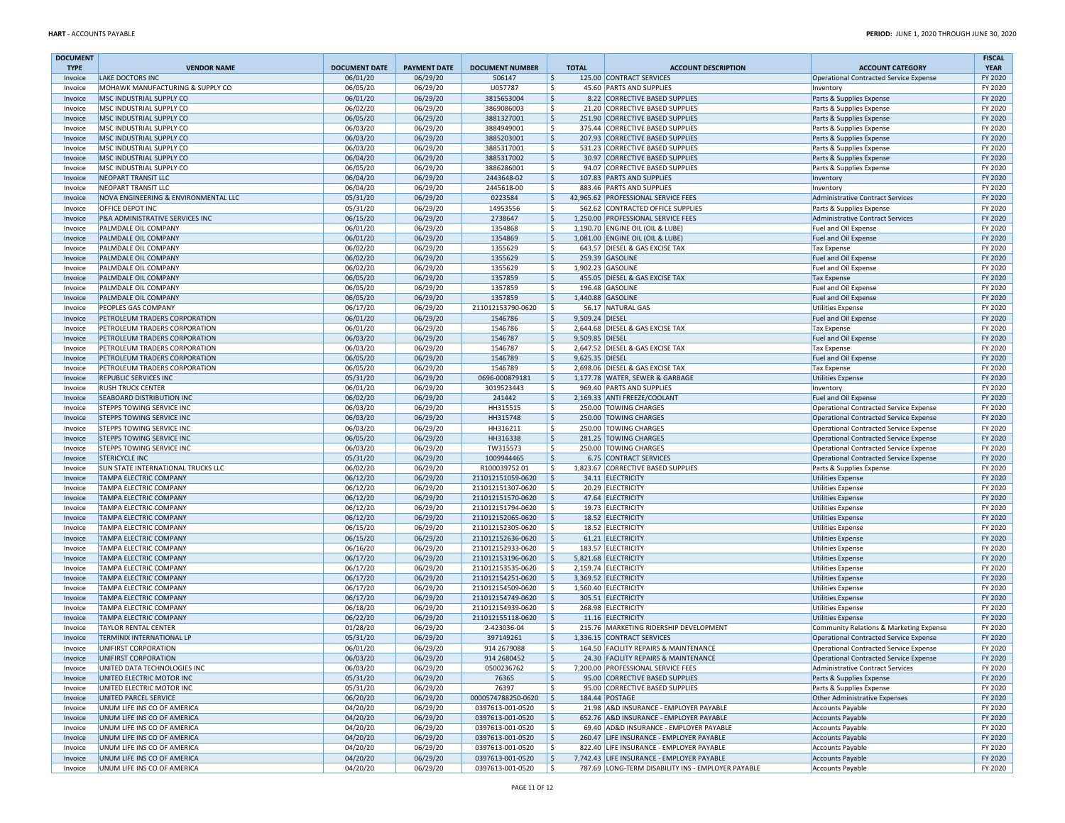| DOCUMENT TYPE | VENDOR NAME | DOCUMENT DATE | PAYMENT DATE | DOCUMENT NUMBER | TOTAL | ACCOUNT DESCRIPTION | ACCOUNT CATEGORY | FISCAL YEAR |
|---|---|---|---|---|---|---|---|---|
| Invoice | LAKE DOCTORS INC | 06/01/20 | 06/29/20 | 506147 | $ 125.00 | CONTRACT SERVICES | Operational Contracted Service Expense | FY 2020 |
| Invoice | MOHAWK MANUFACTURING & SUPPLY CO | 06/05/20 | 06/29/20 | U057787 | $ 45.60 | PARTS AND SUPPLIES | Inventory | FY 2020 |
| Invoice | MSC INDUSTRIAL SUPPLY CO | 06/01/20 | 06/29/20 | 3815653004 | $ 8.22 | CORRECTIVE BASED SUPPLIES | Parts & Supplies Expense | FY 2020 |
| Invoice | MSC INDUSTRIAL SUPPLY CO | 06/02/20 | 06/29/20 | 3869086003 | $ 21.20 | CORRECTIVE BASED SUPPLIES | Parts & Supplies Expense | FY 2020 |
| Invoice | MSC INDUSTRIAL SUPPLY CO | 06/05/20 | 06/29/20 | 3881327001 | $ 251.90 | CORRECTIVE BASED SUPPLIES | Parts & Supplies Expense | FY 2020 |
| Invoice | MSC INDUSTRIAL SUPPLY CO | 06/03/20 | 06/29/20 | 3884949001 | $ 375.44 | CORRECTIVE BASED SUPPLIES | Parts & Supplies Expense | FY 2020 |
| Invoice | MSC INDUSTRIAL SUPPLY CO | 06/03/20 | 06/29/20 | 3885203001 | $ 207.93 | CORRECTIVE BASED SUPPLIES | Parts & Supplies Expense | FY 2020 |
| Invoice | MSC INDUSTRIAL SUPPLY CO | 06/03/20 | 06/29/20 | 3885317001 | $ 531.23 | CORRECTIVE BASED SUPPLIES | Parts & Supplies Expense | FY 2020 |
| Invoice | MSC INDUSTRIAL SUPPLY CO | 06/04/20 | 06/29/20 | 3885317002 | $ 30.97 | CORRECTIVE BASED SUPPLIES | Parts & Supplies Expense | FY 2020 |
| Invoice | MSC INDUSTRIAL SUPPLY CO | 06/05/20 | 06/29/20 | 3886286001 | $ 94.07 | CORRECTIVE BASED SUPPLIES | Parts & Supplies Expense | FY 2020 |
| Invoice | NEOPART TRANSIT LLC | 06/04/20 | 06/29/20 | 2443648-02 | $ 107.83 | PARTS AND SUPPLIES | Inventory | FY 2020 |
| Invoice | NEOPART TRANSIT LLC | 06/04/20 | 06/29/20 | 2445618-00 | $ 883.46 | PARTS AND SUPPLIES | Inventory | FY 2020 |
| Invoice | NOVA ENGINEERING & ENVIRONMENTAL LLC | 05/31/20 | 06/29/20 | 0223584 | $ 42,965.62 | PROFESSIONAL SERVICE FEES | Administrative Contract Services | FY 2020 |
| Invoice | OFFICE DEPOT INC | 05/31/20 | 06/29/20 | 14953556 | $ 562.62 | CONTRACTED OFFICE SUPPLIES | Parts & Supplies Expense | FY 2020 |
| Invoice | P&A ADMINISTRATIVE SERVICES INC | 06/15/20 | 06/29/20 | 2738647 | $ 1,250.00 | PROFESSIONAL SERVICE FEES | Administrative Contract Services | FY 2020 |
| Invoice | PALMDALE OIL COMPANY | 06/01/20 | 06/29/20 | 1354868 | $ 1,190.70 | ENGINE OIL (OIL & LUBE) | Fuel and Oil Expense | FY 2020 |
| Invoice | PALMDALE OIL COMPANY | 06/01/20 | 06/29/20 | 1354869 | $ 1,081.00 | ENGINE OIL (OIL & LUBE) | Fuel and Oil Expense | FY 2020 |
| Invoice | PALMDALE OIL COMPANY | 06/02/20 | 06/29/20 | 1355629 | $ 643.57 | DIESEL & GAS EXCISE TAX | Tax Expense | FY 2020 |
| Invoice | PALMDALE OIL COMPANY | 06/02/20 | 06/29/20 | 1355629 | $ 259.39 | GASOLINE | Fuel and Oil Expense | FY 2020 |
| Invoice | PALMDALE OIL COMPANY | 06/02/20 | 06/29/20 | 1355629 | $ 1,902.23 | GASOLINE | Fuel and Oil Expense | FY 2020 |
| Invoice | PALMDALE OIL COMPANY | 06/05/20 | 06/29/20 | 1357859 | $ 455.05 | DIESEL & GAS EXCISE TAX | Tax Expense | FY 2020 |
| Invoice | PALMDALE OIL COMPANY | 06/05/20 | 06/29/20 | 1357859 | $ 196.48 | GASOLINE | Fuel and Oil Expense | FY 2020 |
| Invoice | PALMDALE OIL COMPANY | 06/05/20 | 06/29/20 | 1357859 | $ 1,440.88 | GASOLINE | Fuel and Oil Expense | FY 2020 |
| Invoice | PEOPLES GAS COMPANY | 06/17/20 | 06/29/20 | 211012153790-0620 | $ 56.17 | NATURAL GAS | Utilities Expense | FY 2020 |
| Invoice | PETROLEUM TRADERS CORPORATION | 06/01/20 | 06/29/20 | 1546786 | $ 9,509.24 | DIESEL | Fuel and Oil Expense | FY 2020 |
| Invoice | PETROLEUM TRADERS CORPORATION | 06/01/20 | 06/29/20 | 1546786 | $ 2,644.68 | DIESEL & GAS EXCISE TAX | Tax Expense | FY 2020 |
| Invoice | PETROLEUM TRADERS CORPORATION | 06/03/20 | 06/29/20 | 1546787 | $ 9,509.85 | DIESEL | Fuel and Oil Expense | FY 2020 |
| Invoice | PETROLEUM TRADERS CORPORATION | 06/03/20 | 06/29/20 | 1546787 | $ 2,647.52 | DIESEL & GAS EXCISE TAX | Tax Expense | FY 2020 |
| Invoice | PETROLEUM TRADERS CORPORATION | 06/05/20 | 06/29/20 | 1546789 | $ 9,625.35 | DIESEL | Fuel and Oil Expense | FY 2020 |
| Invoice | PETROLEUM TRADERS CORPORATION | 06/05/20 | 06/29/20 | 1546789 | $ 2,698.06 | DIESEL & GAS EXCISE TAX | Tax Expense | FY 2020 |
| Invoice | REPUBLIC SERVICES INC | 05/31/20 | 06/29/20 | 0696-000879181 | $ 1,177.78 | WATER, SEWER & GARBAGE | Utilities Expense | FY 2020 |
| Invoice | RUSH TRUCK CENTER | 06/01/20 | 06/29/20 | 3019523443 | $ 969.40 | PARTS AND SUPPLIES | Inventory | FY 2020 |
| Invoice | SEABOARD DISTRIBUTION INC | 06/02/20 | 06/29/20 | 241442 | $ 2,169.33 | ANTI FREEZE/COOLANT | Fuel and Oil Expense | FY 2020 |
| Invoice | STEPPS TOWING SERVICE INC | 06/03/20 | 06/29/20 | HH315515 | $ 250.00 | TOWING CHARGES | Operational Contracted Service Expense | FY 2020 |
| Invoice | STEPPS TOWING SERVICE INC | 06/03/20 | 06/29/20 | HH315748 | $ 250.00 | TOWING CHARGES | Operational Contracted Service Expense | FY 2020 |
| Invoice | STEPPS TOWING SERVICE INC | 06/03/20 | 06/29/20 | HH316211 | $ 250.00 | TOWING CHARGES | Operational Contracted Service Expense | FY 2020 |
| Invoice | STEPPS TOWING SERVICE INC | 06/05/20 | 06/29/20 | HH316338 | $ 281.25 | TOWING CHARGES | Operational Contracted Service Expense | FY 2020 |
| Invoice | STEPPS TOWING SERVICE INC | 06/03/20 | 06/29/20 | TW315573 | $ 250.00 | TOWING CHARGES | Operational Contracted Service Expense | FY 2020 |
| Invoice | STERICYCLE INC | 05/31/20 | 06/29/20 | 1009944465 | $ 6.75 | CONTRACT SERVICES | Operational Contracted Service Expense | FY 2020 |
| Invoice | SUN STATE INTERNATIONAL TRUCKS LLC | 06/02/20 | 06/29/20 | R100039752 01 | $ 1,823.67 | CORRECTIVE BASED SUPPLIES | Parts & Supplies Expense | FY 2020 |
| Invoice | TAMPA ELECTRIC COMPANY | 06/12/20 | 06/29/20 | 211012151059-0620 | $ 34.11 | ELECTRICITY | Utilities Expense | FY 2020 |
| Invoice | TAMPA ELECTRIC COMPANY | 06/12/20 | 06/29/20 | 211012151307-0620 | $ 20.29 | ELECTRICITY | Utilities Expense | FY 2020 |
| Invoice | TAMPA ELECTRIC COMPANY | 06/12/20 | 06/29/20 | 211012151570-0620 | $ 47.64 | ELECTRICITY | Utilities Expense | FY 2020 |
| Invoice | TAMPA ELECTRIC COMPANY | 06/12/20 | 06/29/20 | 211012151794-0620 | $ 19.73 | ELECTRICITY | Utilities Expense | FY 2020 |
| Invoice | TAMPA ELECTRIC COMPANY | 06/12/20 | 06/29/20 | 211012152065-0620 | $ 18.52 | ELECTRICITY | Utilities Expense | FY 2020 |
| Invoice | TAMPA ELECTRIC COMPANY | 06/15/20 | 06/29/20 | 211012152305-0620 | $ 18.52 | ELECTRICITY | Utilities Expense | FY 2020 |
| Invoice | TAMPA ELECTRIC COMPANY | 06/15/20 | 06/29/20 | 211012152636-0620 | $ 61.21 | ELECTRICITY | Utilities Expense | FY 2020 |
| Invoice | TAMPA ELECTRIC COMPANY | 06/16/20 | 06/29/20 | 211012152933-0620 | $ 183.57 | ELECTRICITY | Utilities Expense | FY 2020 |
| Invoice | TAMPA ELECTRIC COMPANY | 06/17/20 | 06/29/20 | 211012153196-0620 | $ 5,821.68 | ELECTRICITY | Utilities Expense | FY 2020 |
| Invoice | TAMPA ELECTRIC COMPANY | 06/17/20 | 06/29/20 | 211012153535-0620 | $ 2,159.74 | ELECTRICITY | Utilities Expense | FY 2020 |
| Invoice | TAMPA ELECTRIC COMPANY | 06/17/20 | 06/29/20 | 211012154251-0620 | $ 3,369.52 | ELECTRICITY | Utilities Expense | FY 2020 |
| Invoice | TAMPA ELECTRIC COMPANY | 06/17/20 | 06/29/20 | 211012154509-0620 | $ 1,560.40 | ELECTRICITY | Utilities Expense | FY 2020 |
| Invoice | TAMPA ELECTRIC COMPANY | 06/17/20 | 06/29/20 | 211012154749-0620 | $ 305.51 | ELECTRICITY | Utilities Expense | FY 2020 |
| Invoice | TAMPA ELECTRIC COMPANY | 06/18/20 | 06/29/20 | 211012154939-0620 | $ 268.98 | ELECTRICITY | Utilities Expense | FY 2020 |
| Invoice | TAMPA ELECTRIC COMPANY | 06/22/20 | 06/29/20 | 211012155118-0620 | $ 11.16 | ELECTRICITY | Utilities Expense | FY 2020 |
| Invoice | TAYLOR RENTAL CENTER | 01/28/20 | 06/29/20 | 2-423036-04 | $ 215.76 | MARKETING RIDERSHIP DEVELOPMENT | Community Relations & Marketing Expense | FY 2020 |
| Invoice | TERMINIX INTERNATIONAL LP | 05/31/20 | 06/29/20 | 397149261 | $ 1,336.15 | CONTRACT SERVICES | Operational Contracted Service Expense | FY 2020 |
| Invoice | UNIFIRST CORPORATION | 06/01/20 | 06/29/20 | 914 2679088 | $ 164.50 | FACILITY REPAIRS & MAINTENANCE | Operational Contracted Service Expense | FY 2020 |
| Invoice | UNIFIRST CORPORATION | 06/03/20 | 06/29/20 | 914 2680452 | $ 24.30 | FACILITY REPAIRS & MAINTENANCE | Operational Contracted Service Expense | FY 2020 |
| Invoice | UNITED DATA TECHNOLOGIES INC | 06/03/20 | 06/29/20 | 0500236762 | $ 7,200.00 | PROFESSIONAL SERVICE FEES | Administrative Contract Services | FY 2020 |
| Invoice | UNITED ELECTRIC MOTOR INC | 05/31/20 | 06/29/20 | 76365 | $ 95.00 | CORRECTIVE BASED SUPPLIES | Parts & Supplies Expense | FY 2020 |
| Invoice | UNITED ELECTRIC MOTOR INC | 05/31/20 | 06/29/20 | 76397 | $ 95.00 | CORRECTIVE BASED SUPPLIES | Parts & Supplies Expense | FY 2020 |
| Invoice | UNITED PARCEL SERVICE | 06/20/20 | 06/29/20 | 0000574788250-0620 | $ 184.44 | POSTAGE | Other Administrative Expenses | FY 2020 |
| Invoice | UNUM LIFE INS CO OF AMERICA | 04/20/20 | 06/29/20 | 0397613-001-0520 | $ 21.98 | A&D INSURANCE - EMPLOYER PAYABLE | Accounts Payable | FY 2020 |
| Invoice | UNUM LIFE INS CO OF AMERICA | 04/20/20 | 06/29/20 | 0397613-001-0520 | $ 652.76 | A&D INSURANCE - EMPLOYER PAYABLE | Accounts Payable | FY 2020 |
| Invoice | UNUM LIFE INS CO OF AMERICA | 04/20/20 | 06/29/20 | 0397613-001-0520 | $ 69.40 | AD&D INSURANCE - EMPLOYER PAYABLE | Accounts Payable | FY 2020 |
| Invoice | UNUM LIFE INS CO OF AMERICA | 04/20/20 | 06/29/20 | 0397613-001-0520 | $ 260.47 | LIFE INSURANCE - EMPLOYER PAYABLE | Accounts Payable | FY 2020 |
| Invoice | UNUM LIFE INS CO OF AMERICA | 04/20/20 | 06/29/20 | 0397613-001-0520 | $ 822.40 | LIFE INSURANCE - EMPLOYER PAYABLE | Accounts Payable | FY 2020 |
| Invoice | UNUM LIFE INS CO OF AMERICA | 04/20/20 | 06/29/20 | 0397613-001-0520 | $ 7,742.43 | LIFE INSURANCE - EMPLOYER PAYABLE | Accounts Payable | FY 2020 |
| Invoice | UNUM LIFE INS CO OF AMERICA | 04/20/20 | 06/29/20 | 0397613-001-0520 | $ 787.69 | LONG-TERM DISABILITY INS - EMPLOYER PAYABLE | Accounts Payable | FY 2020 |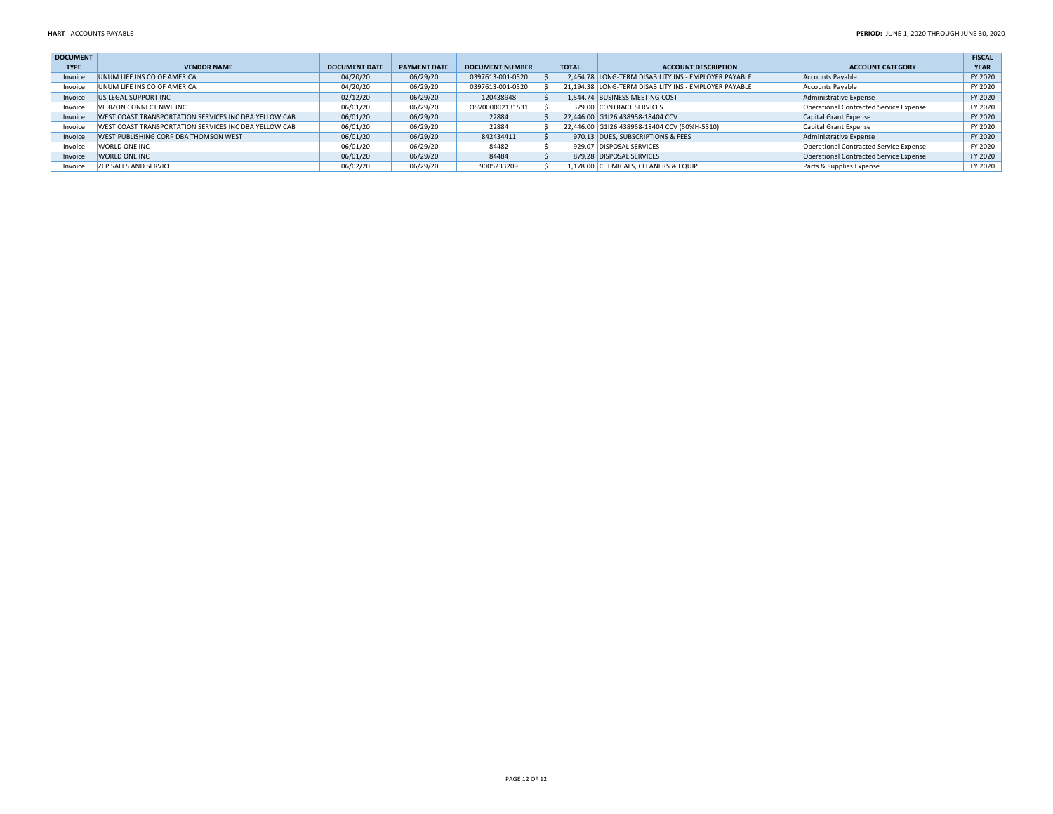| DOCUMENT TYPE | VENDOR NAME | DOCUMENT DATE | PAYMENT DATE | DOCUMENT NUMBER | TOTAL | ACCOUNT DESCRIPTION | ACCOUNT CATEGORY | FISCAL YEAR |
|---|---|---|---|---|---|---|---|---|
| Invoice | UNUM LIFE INS CO OF AMERICA | 04/20/20 | 06/29/20 | 0397613-001-0520 | $ 2,464.78 | LONG-TERM DISABILITY INS - EMPLOYER PAYABLE | Accounts Payable | FY 2020 |
| Invoice | UNUM LIFE INS CO OF AMERICA | 04/20/20 | 06/29/20 | 0397613-001-0520 | $ 21,194.38 | LONG-TERM DISABILITY INS - EMPLOYER PAYABLE | Accounts Payable | FY 2020 |
| Invoice | US LEGAL SUPPORT INC | 02/12/20 | 06/29/20 | 120438948 | $ 1,544.74 | BUSINESS MEETING COST | Administrative Expense | FY 2020 |
| Invoice | VERIZON CONNECT NWF INC | 06/01/20 | 06/29/20 | OSV000002131531 | $ 329.00 | CONTRACT SERVICES | Operational Contracted Service Expense | FY 2020 |
| Invoice | WEST COAST TRANSPORTATION SERVICES INC DBA YELLOW CAB | 06/01/20 | 06/29/20 | 22884 | $ 22,446.00 | G1I26 438958-18404 CCV | Capital Grant Expense | FY 2020 |
| Invoice | WEST COAST TRANSPORTATION SERVICES INC DBA YELLOW CAB | 06/01/20 | 06/29/20 | 22884 | $ 22,446.00 | G1I26 438958-18404 CCV (50%H-5310) | Capital Grant Expense | FY 2020 |
| Invoice | WEST PUBLISHING CORP DBA THOMSON WEST | 06/01/20 | 06/29/20 | 842434411 | $ 970.13 | DUES, SUBSCRIPTIONS & FEES | Administrative Expense | FY 2020 |
| Invoice | WORLD ONE INC | 06/01/20 | 06/29/20 | 84482 | $ 929.07 | DISPOSAL SERVICES | Operational Contracted Service Expense | FY 2020 |
| Invoice | WORLD ONE INC | 06/01/20 | 06/29/20 | 84484 | $ 879.28 | DISPOSAL SERVICES | Operational Contracted Service Expense | FY 2020 |
| Invoice | ZEP SALES AND SERVICE | 06/02/20 | 06/29/20 | 9005233209 | $ 1,178.00 | CHEMICALS, CLEANERS & EQUIP | Parts & Supplies Expense | FY 2020 |